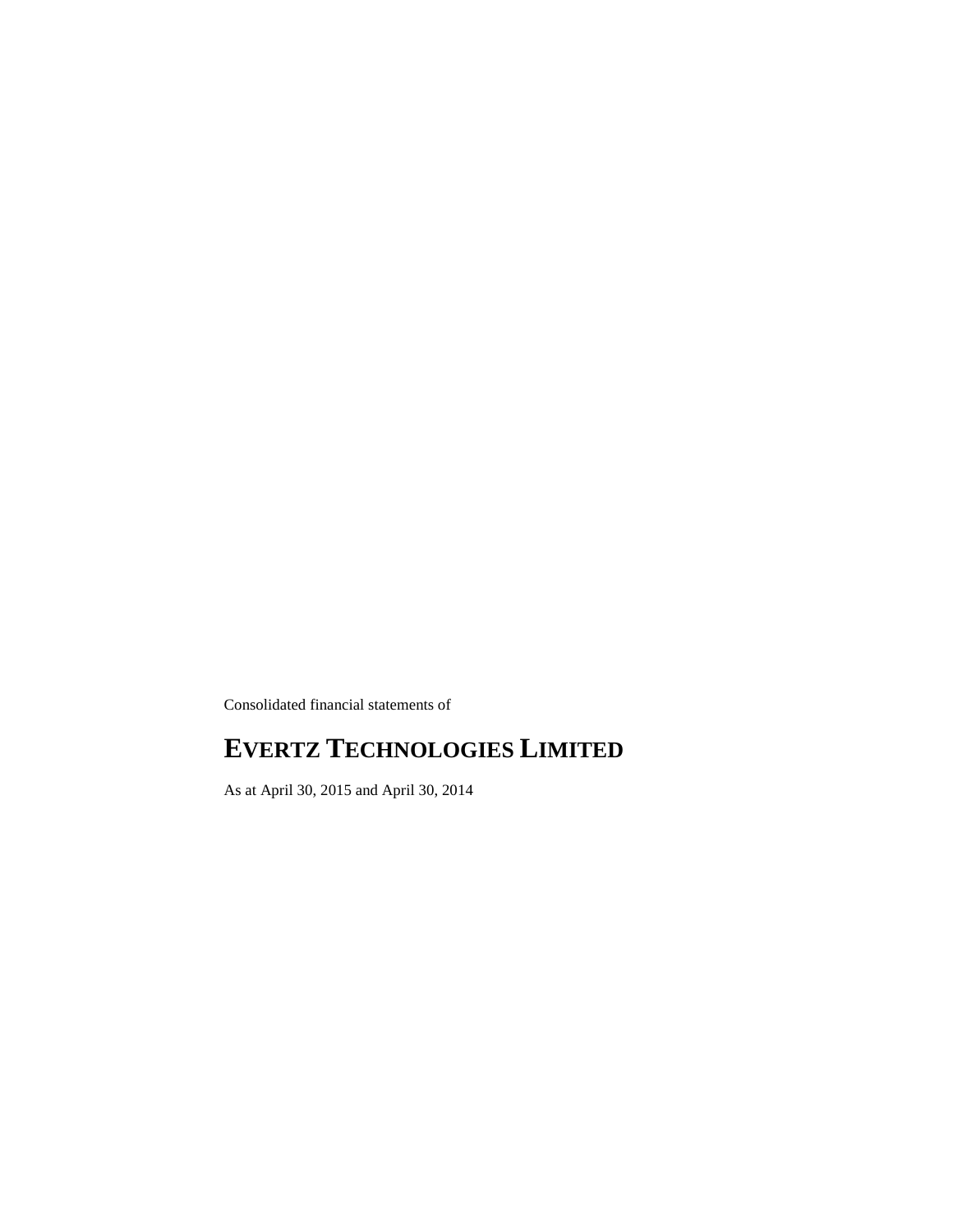Consolidated financial statements of

# EVERTZ TECHNOLOGIES LIMITED

As at April 30, 2015 and April 30, 2014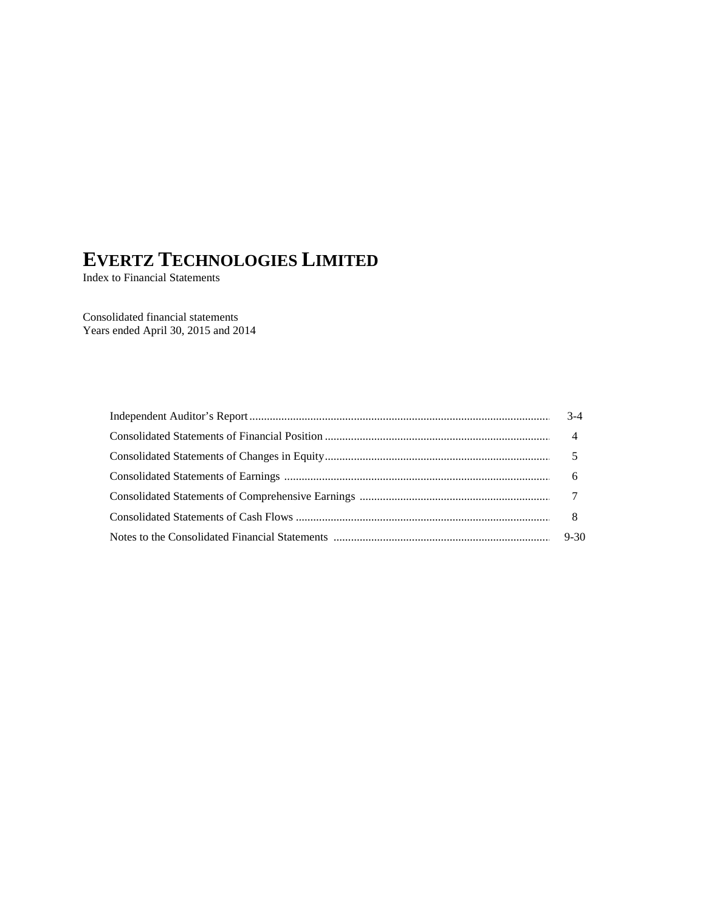# EVERTZ TECHNOLOGIES LIMITED

Index to Financial Statements

Consolidated financial statements
Years ended April 30, 2015 and 2014

| | |
|---|---|
| Independent Auditor's Report | 3-4 |
| Consolidated Statements of Financial Position | 4 |
| Consolidated Statements of Changes in Equity | 5 |
| Consolidated Statements of Earnings | 6 |
| Consolidated Statements of Comprehensive Earnings | 7 |
| Consolidated Statements of Cash Flows | 8 |
| Notes to the Consolidated Financial Statements | 9-30 |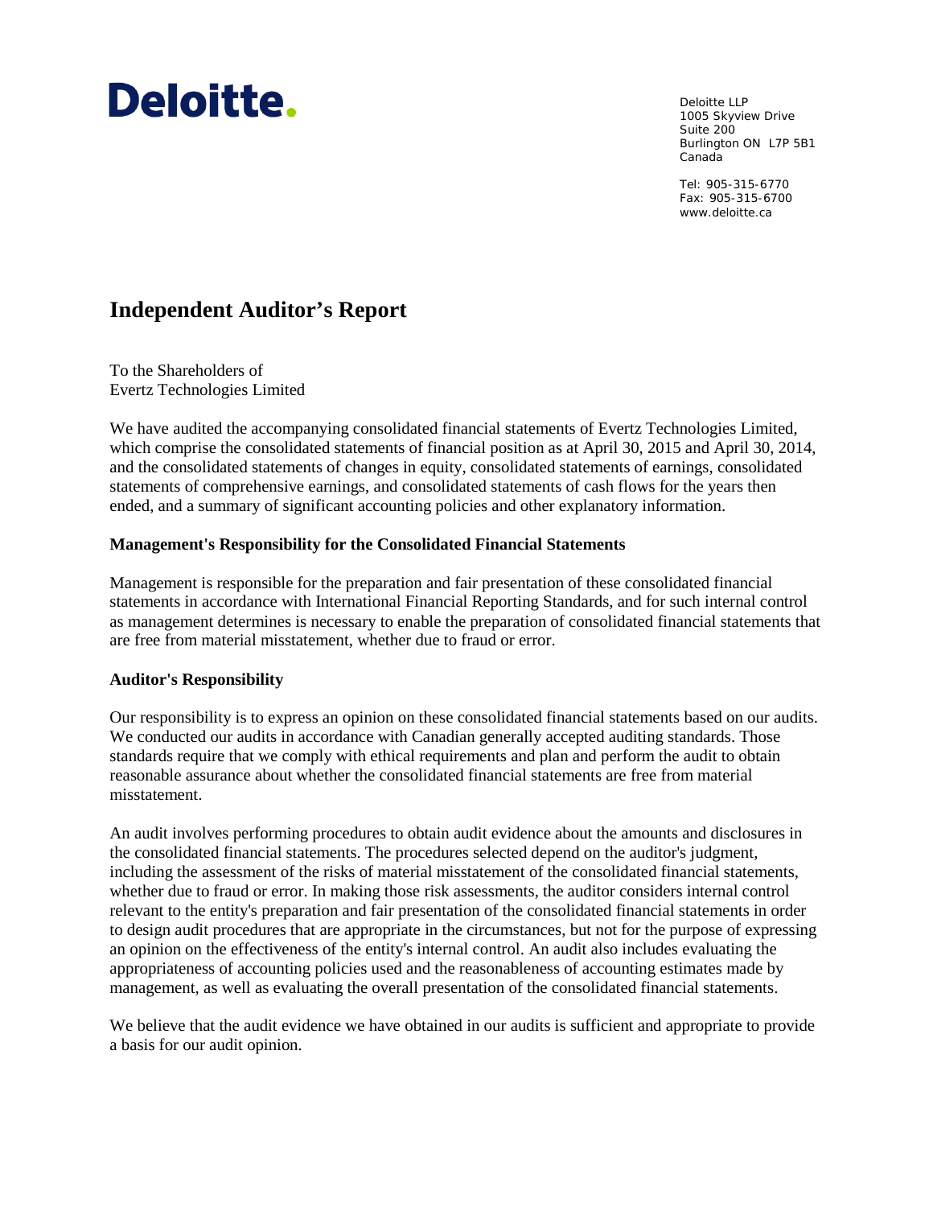Deloitte.

Deloitte LLP
1005 Skyview Drive
Suite 200
Burlington ON L7P 5B1
Canada

Tel: 905-315-6770
Fax: 905-315-6700
www.deloitte.ca

# Independent Auditor's Report

To the Shareholders of
Evertz Technologies Limited

We have audited the accompanying consolidated financial statements of Evertz Technologies Limited, which comprise the consolidated statements of financial position as at April 30, 2015 and April 30, 2014, and the consolidated statements of changes in equity, consolidated statements of earnings, consolidated statements of comprehensive earnings, and consolidated statements of cash flows for the years then ended, and a summary of significant accounting policies and other explanatory information.

### Management's Responsibility for the Consolidated Financial Statements

Management is responsible for the preparation and fair presentation of these consolidated financial statements in accordance with International Financial Reporting Standards, and for such internal control as management determines is necessary to enable the preparation of consolidated financial statements that are free from material misstatement, whether due to fraud or error.

### Auditor's Responsibility

Our responsibility is to express an opinion on these consolidated financial statements based on our audits. We conducted our audits in accordance with Canadian generally accepted auditing standards. Those standards require that we comply with ethical requirements and plan and perform the audit to obtain reasonable assurance about whether the consolidated financial statements are free from material misstatement.

An audit involves performing procedures to obtain audit evidence about the amounts and disclosures in the consolidated financial statements. The procedures selected depend on the auditor's judgment, including the assessment of the risks of material misstatement of the consolidated financial statements, whether due to fraud or error. In making those risk assessments, the auditor considers internal control relevant to the entity's preparation and fair presentation of the consolidated financial statements in order to design audit procedures that are appropriate in the circumstances, but not for the purpose of expressing an opinion on the effectiveness of the entity's internal control. An audit also includes evaluating the appropriateness of accounting policies used and the reasonableness of accounting estimates made by management, as well as evaluating the overall presentation of the consolidated financial statements.

We believe that the audit evidence we have obtained in our audits is sufficient and appropriate to provide a basis for our audit opinion.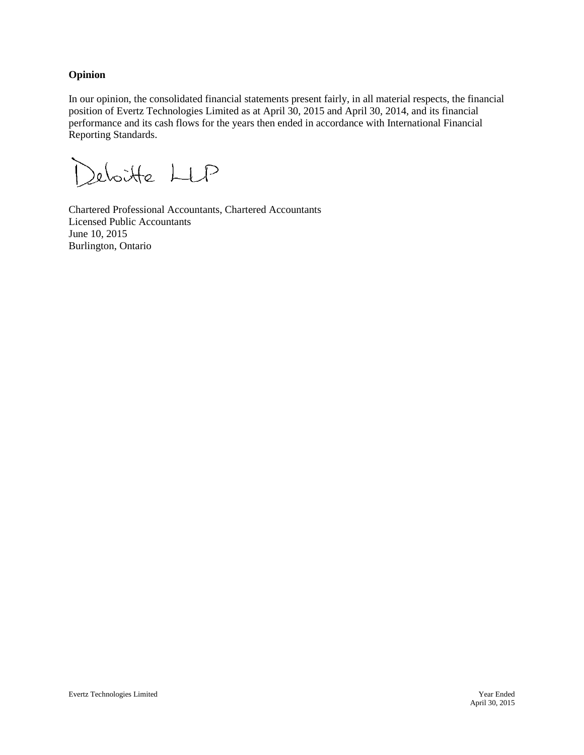**Opinion**

In our opinion, the consolidated financial statements present fairly, in all material respects, the financial position of Evertz Technologies Limited as at April 30, 2015 and April 30, 2014, and its financial performance and its cash flows for the years then ended in accordance with International Financial Reporting Standards.

Deloitte LLP

Chartered Professional Accountants, Chartered Accountants
Licensed Public Accountants
June 10, 2015
Burlington, Ontario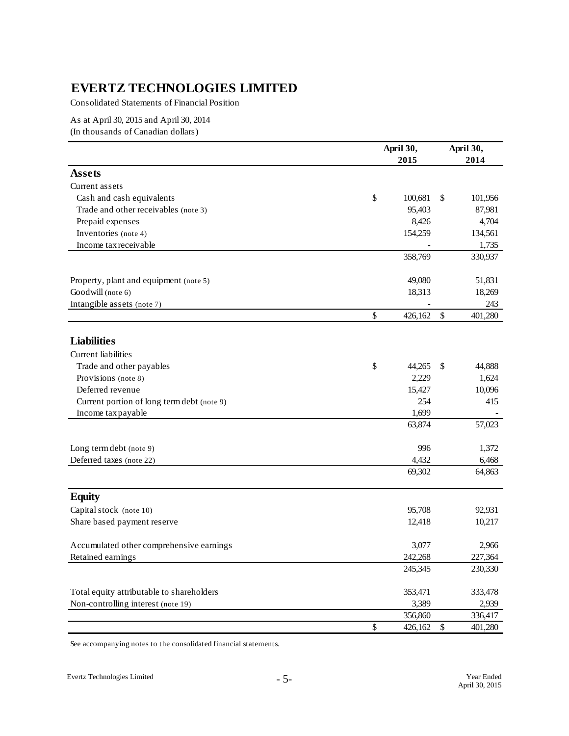# EVERTZ TECHNOLOGIES LIMITED

Consolidated Statements of Financial Position

As at April 30, 2015 and April 30, 2014
(In thousands of Canadian dollars)

| | April 30, 2015 | April 30, 2014 |
|---|---|---|
| **Assets** | | |
| Current assets | | |
| Cash and cash equivalents | $ 100,681 | $ 101,956 |
| Trade and other receivables (note 3) | 95,403 | 87,981 |
| Prepaid expenses | 8,426 | 4,704 |
| Inventories (note 4) | 154,259 | 134,561 |
| Income tax receivable | - | 1,735 |
| | 358,769 | 330,937 |
| Property, plant and equipment (note 5) | 49,080 | 51,831 |
| Goodwill (note 6) | 18,313 | 18,269 |
| Intangible assets (note 7) | - | 243 |
| | $ 426,162 | $ 401,280 |
| **Liabilities** | | |
| Current liabilities | | |
| Trade and other payables | $ 44,265 | $ 44,888 |
| Provisions (note 8) | 2,229 | 1,624 |
| Deferred revenue | 15,427 | 10,096 |
| Current portion of long term debt (note 9) | 254 | 415 |
| Income tax payable | 1,699 | - |
| | 63,874 | 57,023 |
| Long term debt (note 9) | 996 | 1,372 |
| Deferred taxes (note 22) | 4,432 | 6,468 |
| | 69,302 | 64,863 |
| **Equity** | | |
| Capital stock (note 10) | 95,708 | 92,931 |
| Share based payment reserve | 12,418 | 10,217 |
| Accumulated other comprehensive earnings | 3,077 | 2,966 |
| Retained earnings | 242,268 | 227,364 |
| | 245,345 | 230,330 |
| Total equity attributable to shareholders | 353,471 | 333,478 |
| Non-controlling interest (note 19) | 3,389 | 2,939 |
| | 356,860 | 336,417 |
| | $ 426,162 | $ 401,280 |

See accompanying notes to the consolidated financial statements.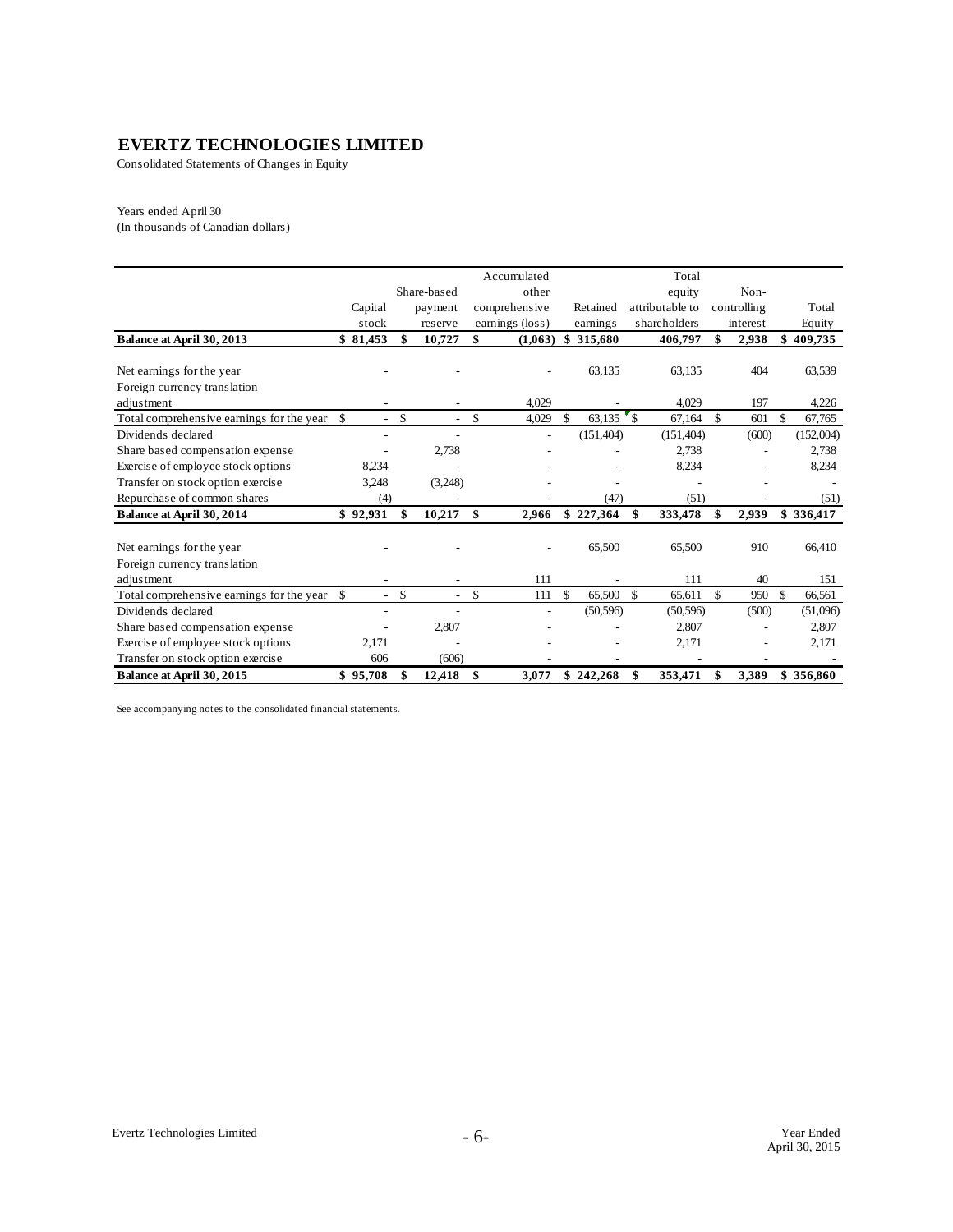# EVERTZ TECHNOLOGIES LIMITED

Consolidated Statements of Changes in Equity

Years ended April 30
(In thousands of Canadian dollars)

| | Capital stock | Share-based payment reserve | Accumulated other comprehensive earnings (loss) | Retained earnings | Total equity attributable to shareholders | Non-controlling interest | Total Equity |
|---|---|---|---|---|---|---|---|
| **Balance at April 30, 2013** | **$ 81,453** | **$ 10,727** | **$ (1,063)** | **$ 315,680** | **406,797** | **$ 2,938** | **$ 409,735** |
| Net earnings for the year | - | - | - | 63,135 | 63,135 | 404 | 63,539 |
| Foreign currency translation adjustment | - | - | 4,029 | - | 4,029 | 197 | 4,226 |
| Total comprehensive earnings for the year | $ - | $ - | $ 4,029 | $ 63,135 | $ 67,164 | $ 601 | $ 67,765 |
| Dividends declared | - | - | - | (151,404) | (151,404) | (600) | (152,004) |
| Share based compensation expense | - | 2,738 | - | - | 2,738 | - | 2,738 |
| Exercise of employee stock options | 8,234 | - | - | - | 8,234 | - | 8,234 |
| Transfer on stock option exercise | 3,248 | (3,248) | - | - | - | - | - |
| Repurchase of common shares | (4) | - | - | (47) | (51) | - | (51) |
| **Balance at April 30, 2014** | **$ 92,931** | **$ 10,217** | **$ 2,966** | **$ 227,364** | **$ 333,478** | **$ 2,939** | **$ 336,417** |
| Net earnings for the year | - | - | - | 65,500 | 65,500 | 910 | 66,410 |
| Foreign currency translation adjustment | - | - | 111 | - | 111 | 40 | 151 |
| Total comprehensive earnings for the year | $ - | $ - | $ 111 | $ 65,500 | $ 65,611 | $ 950 | $ 66,561 |
| Dividends declared | - | - | - | (50,596) | (50,596) | (500) | (51,096) |
| Share based compensation expense | - | 2,807 | - | - | 2,807 | - | 2,807 |
| Exercise of employee stock options | 2,171 | - | - | - | 2,171 | - | 2,171 |
| Transfer on stock option exercise | 606 | (606) | - | - | - | - | - |
| **Balance at April 30, 2015** | **$ 95,708** | **$ 12,418** | **$ 3,077** | **$ 242,268** | **$ 353,471** | **$ 3,389** | **$ 356,860** |

See accompanying notes to the consolidated financial statements.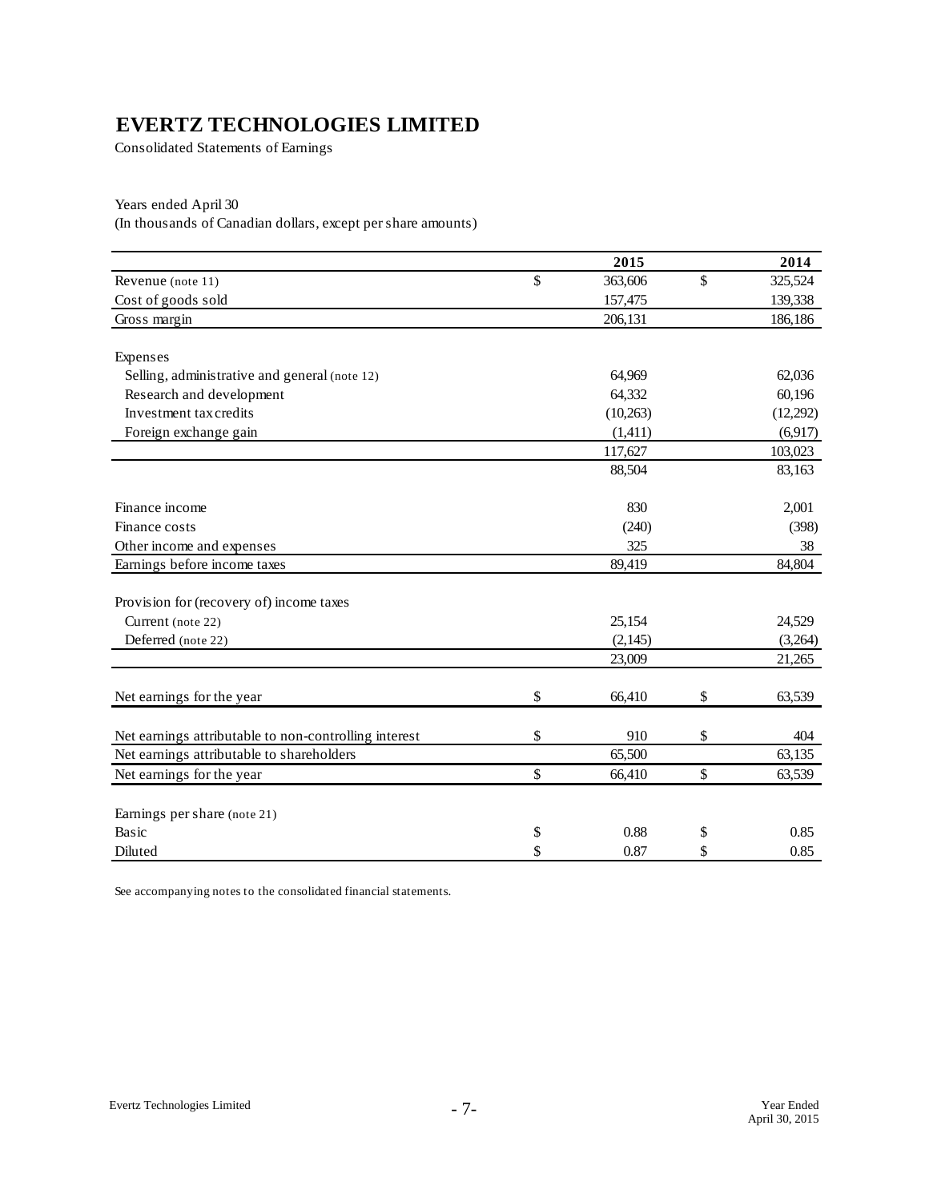# EVERTZ TECHNOLOGIES LIMITED

Consolidated Statements of Earnings

Years ended April 30
(In thousands of Canadian dollars, except per share amounts)

| | 2015 | 2014 |
|---|---|---|
| Revenue (note 11) | $ 363,606 | $ 325,524 |
| Cost of goods sold | 157,475 | 139,338 |
| Gross margin | 206,131 | 186,186 |
| | | |
| Expenses | | |
| Selling, administrative and general (note 12) | 64,969 | 62,036 |
| Research and development | 64,332 | 60,196 |
| Investment tax credits | (10,263) | (12,292) |
| Foreign exchange gain | (1,411) | (6,917) |
| | 117,627 | 103,023 |
| | 88,504 | 83,163 |
| | | |
| Finance income | 830 | 2,001 |
| Finance costs | (240) | (398) |
| Other income and expenses | 325 | 38 |
| Earnings before income taxes | 89,419 | 84,804 |
| | | |
| Provision for (recovery of) income taxes | | |
| Current (note 22) | 25,154 | 24,529 |
| Deferred (note 22) | (2,145) | (3,264) |
| | 23,009 | 21,265 |
| | | |
| Net earnings for the year | $ 66,410 | $ 63,539 |
| | | |
| Net earnings attributable to non-controlling interest | $ 910 | $ 404 |
| Net earnings attributable to shareholders | 65,500 | 63,135 |
| Net earnings for the year | $ 66,410 | $ 63,539 |
| | | |
| Earnings per share (note 21) | | |
| Basic | $ 0.88 | $ 0.85 |
| Diluted | $ 0.87 | $ 0.85 |

See accompanying notes to the consolidated financial statements.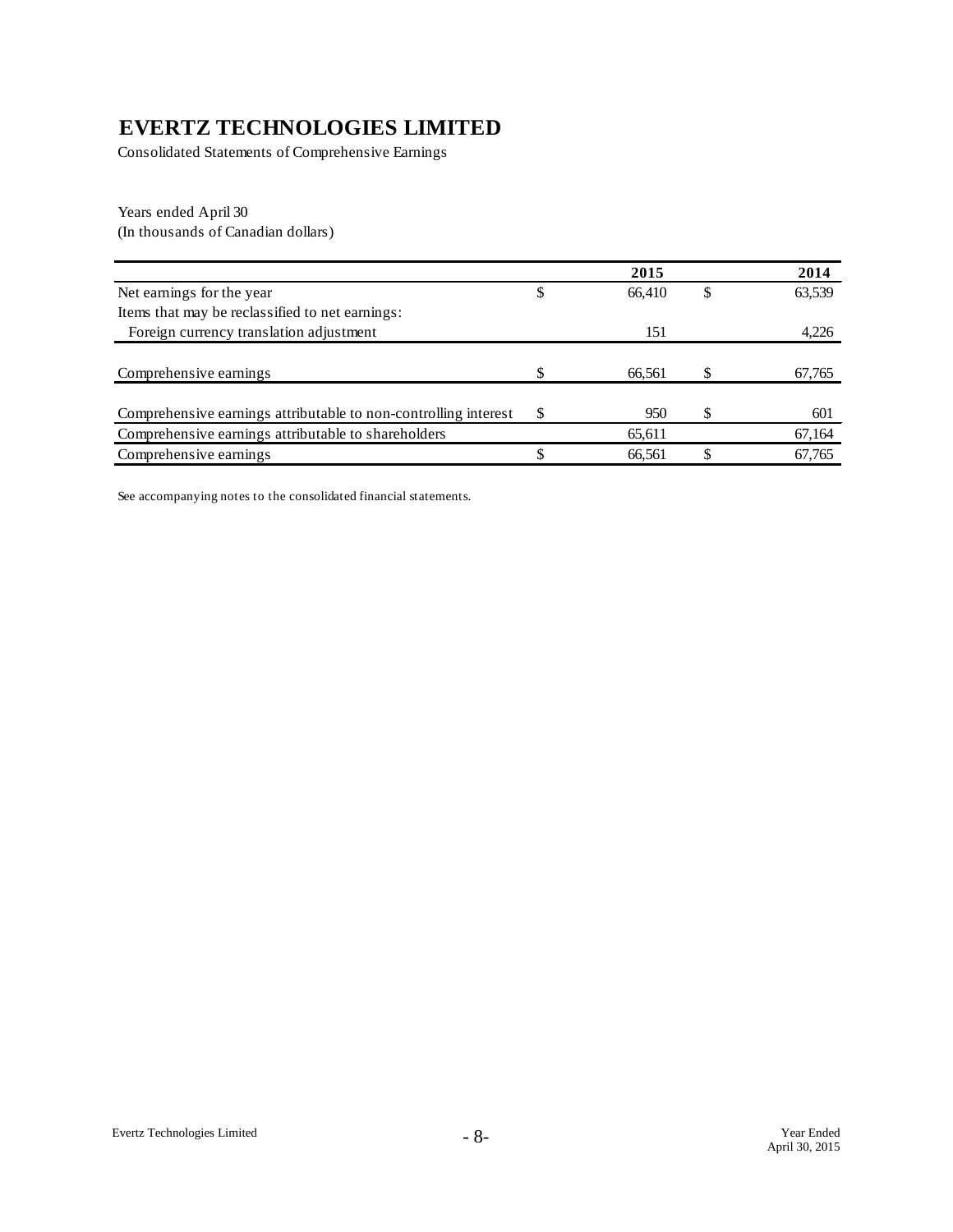# EVERTZ TECHNOLOGIES LIMITED

Consolidated Statements of Comprehensive Earnings

Years ended April 30
(In thousands of Canadian dollars)

| | 2015 | 2014 |
|---|---|---|
| Net earnings for the year | $ 66,410 | $ 63,539 |
| Items that may be reclassified to net earnings: | | |
| Foreign currency translation adjustment | 151 | 4,226 |
| Comprehensive earnings | $ 66,561 | $ 67,765 |
| Comprehensive earnings attributable to non-controlling interest | $ 950 | $ 601 |
| Comprehensive earnings attributable to shareholders | 65,611 | 67,164 |
| Comprehensive earnings | $ 66,561 | $ 67,765 |

See accompanying notes to the consolidated financial statements.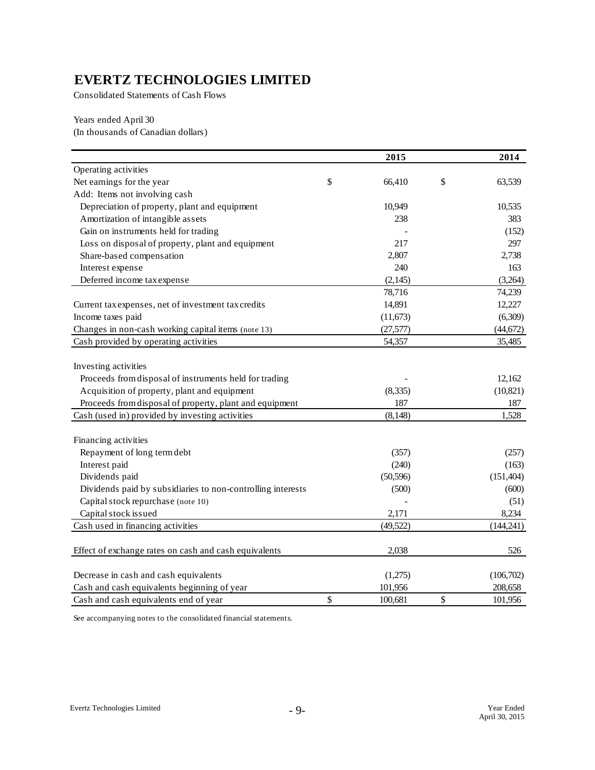# EVERTZ TECHNOLOGIES LIMITED

Consolidated Statements of Cash Flows

Years ended April 30
(In thousands of Canadian dollars)

| | 2015 | 2014 |
|---|---|---|
| Operating activities | | |
| Net earnings for the year | $ 66,410 | $ 63,539 |
| Add: Items not involving cash | | |
| Depreciation of property, plant and equipment | 10,949 | 10,535 |
| Amortization of intangible assets | 238 | 383 |
| Gain on instruments held for trading | - | (152) |
| Loss on disposal of property, plant and equipment | 217 | 297 |
| Share-based compensation | 2,807 | 2,738 |
| Interest expense | 240 | 163 |
| Deferred income tax expense | (2,145) | (3,264) |
| | 78,716 | 74,239 |
| Current tax expenses, net of investment tax credits | 14,891 | 12,227 |
| Income taxes paid | (11,673) | (6,309) |
| Changes in non-cash working capital items (note 13) | (27,577) | (44,672) |
| Cash provided by operating activities | 54,357 | 35,485 |
| | | |
| Investing activities | | |
| Proceeds from disposal of instruments held for trading | - | 12,162 |
| Acquisition of property, plant and equipment | (8,335) | (10,821) |
| Proceeds from disposal of property, plant and equipment | 187 | 187 |
| Cash (used in) provided by investing activities | (8,148) | 1,528 |
| | | |
| Financing activities | | |
| Repayment of long term debt | (357) | (257) |
| Interest paid | (240) | (163) |
| Dividends paid | (50,596) | (151,404) |
| Dividends paid by subsidiaries to non-controlling interests | (500) | (600) |
| Capital stock repurchase (note 10) | - | (51) |
| Capital stock issued | 2,171 | 8,234 |
| Cash used in financing activities | (49,522) | (144,241) |
| | | |
| Effect of exchange rates on cash and cash equivalents | 2,038 | 526 |
| | | |
| Decrease in cash and cash equivalents | (1,275) | (106,702) |
| Cash and cash equivalents beginning of year | 101,956 | 208,658 |
| Cash and cash equivalents end of year | $ 100,681 | $ 101,956 |

See accompanying notes to the consolidated financial statements.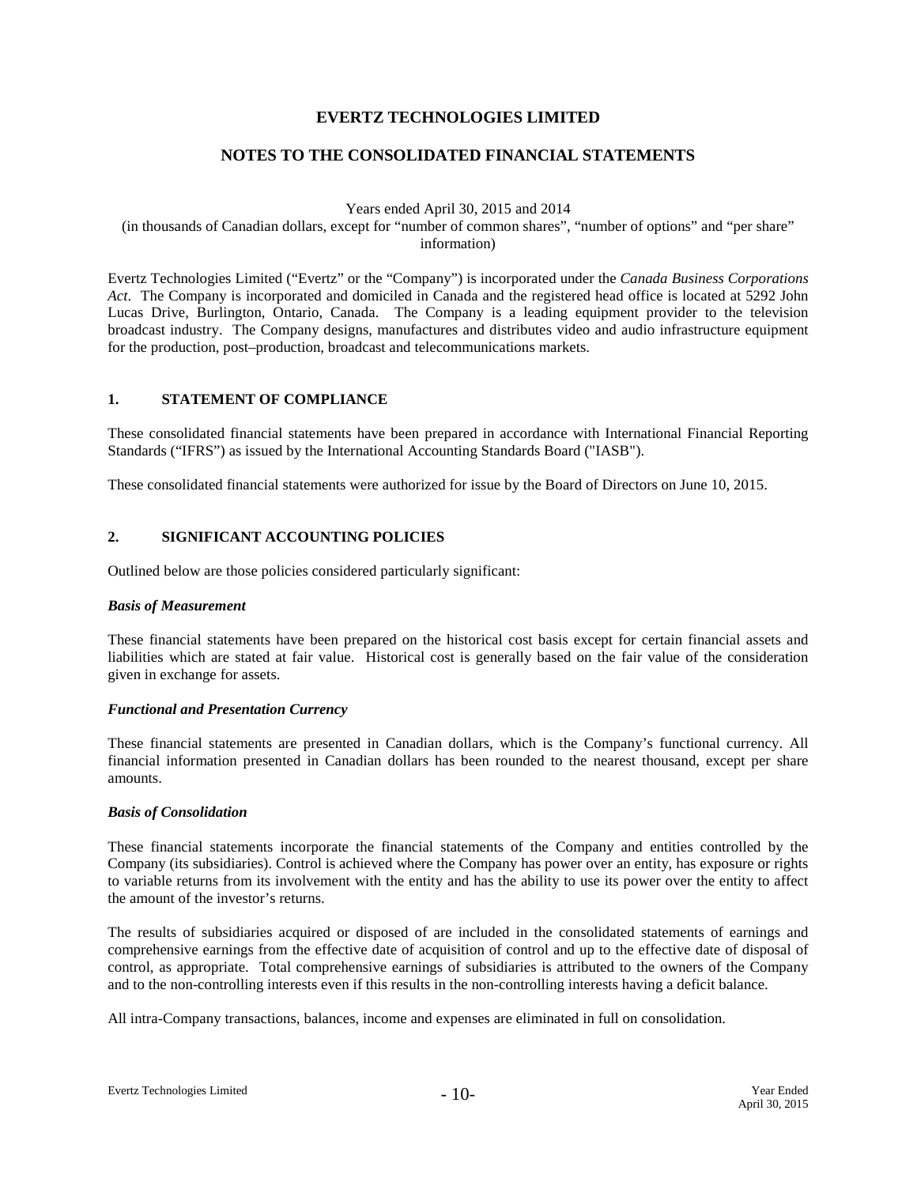# EVERTZ TECHNOLOGIES LIMITED

## NOTES TO THE CONSOLIDATED FINANCIAL STATEMENTS

Years ended April 30, 2015 and 2014
(in thousands of Canadian dollars, except for "number of common shares", "number of options" and "per share" information)

Evertz Technologies Limited ("Evertz" or the "Company") is incorporated under the *Canada Business Corporations Act*. The Company is incorporated and domiciled in Canada and the registered head office is located at 5292 John Lucas Drive, Burlington, Ontario, Canada. The Company is a leading equipment provider to the television broadcast industry. The Company designs, manufactures and distributes video and audio infrastructure equipment for the production, post–production, broadcast and telecommunications markets.

### 1. STATEMENT OF COMPLIANCE

These consolidated financial statements have been prepared in accordance with International Financial Reporting Standards ("IFRS") as issued by the International Accounting Standards Board ("IASB").

These consolidated financial statements were authorized for issue by the Board of Directors on June 10, 2015.

### 2. SIGNIFICANT ACCOUNTING POLICIES

Outlined below are those policies considered particularly significant:

***Basis of Measurement***

These financial statements have been prepared on the historical cost basis except for certain financial assets and liabilities which are stated at fair value. Historical cost is generally based on the fair value of the consideration given in exchange for assets.

***Functional and Presentation Currency***

These financial statements are presented in Canadian dollars, which is the Company's functional currency. All financial information presented in Canadian dollars has been rounded to the nearest thousand, except per share amounts.

***Basis of Consolidation***

These financial statements incorporate the financial statements of the Company and entities controlled by the Company (its subsidiaries). Control is achieved where the Company has power over an entity, has exposure or rights to variable returns from its involvement with the entity and has the ability to use its power over the entity to affect the amount of the investor's returns.

The results of subsidiaries acquired or disposed of are included in the consolidated statements of earnings and comprehensive earnings from the effective date of acquisition of control and up to the effective date of disposal of control, as appropriate. Total comprehensive earnings of subsidiaries is attributed to the owners of the Company and to the non-controlling interests even if this results in the non-controlling interests having a deficit balance.

All intra-Company transactions, balances, income and expenses are eliminated in full on consolidation.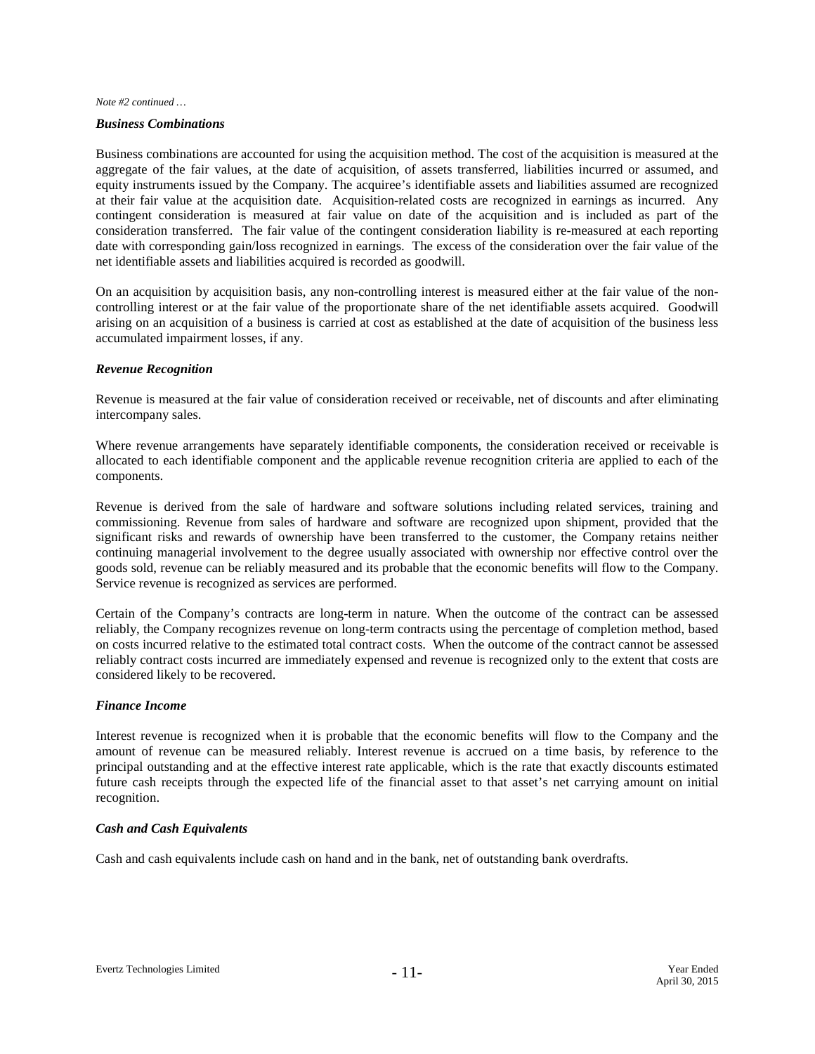*Note #2 continued …*

### *Business Combinations*

Business combinations are accounted for using the acquisition method. The cost of the acquisition is measured at the aggregate of the fair values, at the date of acquisition, of assets transferred, liabilities incurred or assumed, and equity instruments issued by the Company. The acquiree's identifiable assets and liabilities assumed are recognized at their fair value at the acquisition date. Acquisition-related costs are recognized in earnings as incurred. Any contingent consideration is measured at fair value on date of the acquisition and is included as part of the consideration transferred. The fair value of the contingent consideration liability is re-measured at each reporting date with corresponding gain/loss recognized in earnings. The excess of the consideration over the fair value of the net identifiable assets and liabilities acquired is recorded as goodwill.

On an acquisition by acquisition basis, any non-controlling interest is measured either at the fair value of the non-controlling interest or at the fair value of the proportionate share of the net identifiable assets acquired. Goodwill arising on an acquisition of a business is carried at cost as established at the date of acquisition of the business less accumulated impairment losses, if any.

### *Revenue Recognition*

Revenue is measured at the fair value of consideration received or receivable, net of discounts and after eliminating intercompany sales.

Where revenue arrangements have separately identifiable components, the consideration received or receivable is allocated to each identifiable component and the applicable revenue recognition criteria are applied to each of the components.

Revenue is derived from the sale of hardware and software solutions including related services, training and commissioning. Revenue from sales of hardware and software are recognized upon shipment, provided that the significant risks and rewards of ownership have been transferred to the customer, the Company retains neither continuing managerial involvement to the degree usually associated with ownership nor effective control over the goods sold, revenue can be reliably measured and its probable that the economic benefits will flow to the Company. Service revenue is recognized as services are performed.

Certain of the Company's contracts are long-term in nature. When the outcome of the contract can be assessed reliably, the Company recognizes revenue on long-term contracts using the percentage of completion method, based on costs incurred relative to the estimated total contract costs. When the outcome of the contract cannot be assessed reliably contract costs incurred are immediately expensed and revenue is recognized only to the extent that costs are considered likely to be recovered.

### *Finance Income*

Interest revenue is recognized when it is probable that the economic benefits will flow to the Company and the amount of revenue can be measured reliably. Interest revenue is accrued on a time basis, by reference to the principal outstanding and at the effective interest rate applicable, which is the rate that exactly discounts estimated future cash receipts through the expected life of the financial asset to that asset's net carrying amount on initial recognition.

### *Cash and Cash Equivalents*

Cash and cash equivalents include cash on hand and in the bank, net of outstanding bank overdrafts.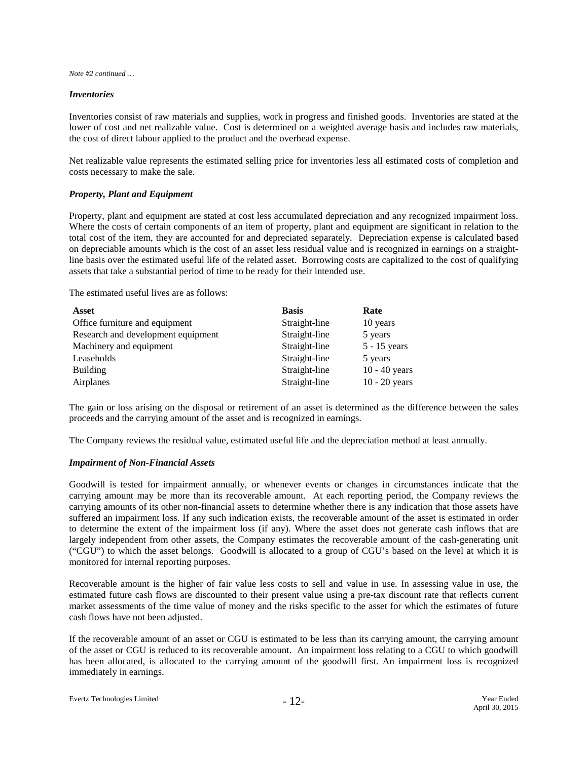*Note #2 continued …*

***Inventories***

Inventories consist of raw materials and supplies, work in progress and finished goods. Inventories are stated at the lower of cost and net realizable value. Cost is determined on a weighted average basis and includes raw materials, the cost of direct labour applied to the product and the overhead expense.

Net realizable value represents the estimated selling price for inventories less all estimated costs of completion and costs necessary to make the sale.

***Property, Plant and Equipment***

Property, plant and equipment are stated at cost less accumulated depreciation and any recognized impairment loss. Where the costs of certain components of an item of property, plant and equipment are significant in relation to the total cost of the item, they are accounted for and depreciated separately. Depreciation expense is calculated based on depreciable amounts which is the cost of an asset less residual value and is recognized in earnings on a straight-line basis over the estimated useful life of the related asset. Borrowing costs are capitalized to the cost of qualifying assets that take a substantial period of time to be ready for their intended use.

The estimated useful lives are as follows:

| Asset | Basis | Rate |
|---|---|---|
| Office furniture and equipment | Straight-line | 10 years |
| Research and development equipment | Straight-line | 5 years |
| Machinery and equipment | Straight-line | 5 - 15 years |
| Leaseholds | Straight-line | 5 years |
| Building | Straight-line | 10 - 40 years |
| Airplanes | Straight-line | 10 - 20 years |

The gain or loss arising on the disposal or retirement of an asset is determined as the difference between the sales proceeds and the carrying amount of the asset and is recognized in earnings.

The Company reviews the residual value, estimated useful life and the depreciation method at least annually.

***Impairment of Non-Financial Assets***

Goodwill is tested for impairment annually, or whenever events or changes in circumstances indicate that the carrying amount may be more than its recoverable amount. At each reporting period, the Company reviews the carrying amounts of its other non-financial assets to determine whether there is any indication that those assets have suffered an impairment loss. If any such indication exists, the recoverable amount of the asset is estimated in order to determine the extent of the impairment loss (if any). Where the asset does not generate cash inflows that are largely independent from other assets, the Company estimates the recoverable amount of the cash-generating unit ("CGU") to which the asset belongs. Goodwill is allocated to a group of CGU's based on the level at which it is monitored for internal reporting purposes.

Recoverable amount is the higher of fair value less costs to sell and value in use. In assessing value in use, the estimated future cash flows are discounted to their present value using a pre-tax discount rate that reflects current market assessments of the time value of money and the risks specific to the asset for which the estimates of future cash flows have not been adjusted.

If the recoverable amount of an asset or CGU is estimated to be less than its carrying amount, the carrying amount of the asset or CGU is reduced to its recoverable amount. An impairment loss relating to a CGU to which goodwill has been allocated, is allocated to the carrying amount of the goodwill first. An impairment loss is recognized immediately in earnings.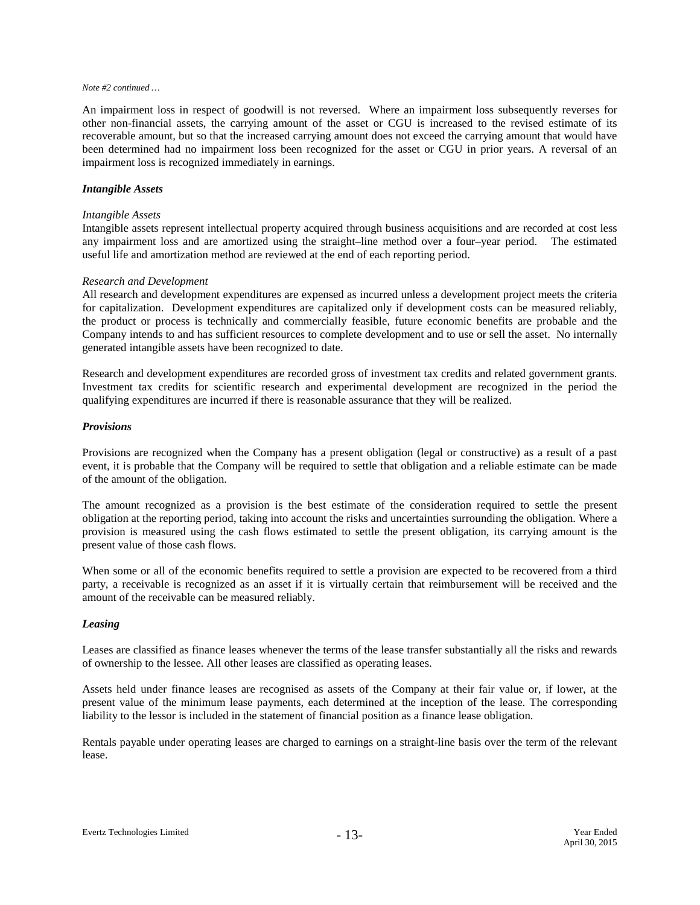*Note #2 continued …*

An impairment loss in respect of goodwill is not reversed. Where an impairment loss subsequently reverses for other non-financial assets, the carrying amount of the asset or CGU is increased to the revised estimate of its recoverable amount, but so that the increased carrying amount does not exceed the carrying amount that would have been determined had no impairment loss been recognized for the asset or CGU in prior years. A reversal of an impairment loss is recognized immediately in earnings.

***Intangible Assets***

*Intangible Assets*

Intangible assets represent intellectual property acquired through business acquisitions and are recorded at cost less any impairment loss and are amortized using the straight–line method over a four–year period. The estimated useful life and amortization method are reviewed at the end of each reporting period.

*Research and Development*

All research and development expenditures are expensed as incurred unless a development project meets the criteria for capitalization. Development expenditures are capitalized only if development costs can be measured reliably, the product or process is technically and commercially feasible, future economic benefits are probable and the Company intends to and has sufficient resources to complete development and to use or sell the asset. No internally generated intangible assets have been recognized to date.

Research and development expenditures are recorded gross of investment tax credits and related government grants. Investment tax credits for scientific research and experimental development are recognized in the period the qualifying expenditures are incurred if there is reasonable assurance that they will be realized.

***Provisions***

Provisions are recognized when the Company has a present obligation (legal or constructive) as a result of a past event, it is probable that the Company will be required to settle that obligation and a reliable estimate can be made of the amount of the obligation.

The amount recognized as a provision is the best estimate of the consideration required to settle the present obligation at the reporting period, taking into account the risks and uncertainties surrounding the obligation. Where a provision is measured using the cash flows estimated to settle the present obligation, its carrying amount is the present value of those cash flows.

When some or all of the economic benefits required to settle a provision are expected to be recovered from a third party, a receivable is recognized as an asset if it is virtually certain that reimbursement will be received and the amount of the receivable can be measured reliably.

***Leasing***

Leases are classified as finance leases whenever the terms of the lease transfer substantially all the risks and rewards of ownership to the lessee. All other leases are classified as operating leases.

Assets held under finance leases are recognised as assets of the Company at their fair value or, if lower, at the present value of the minimum lease payments, each determined at the inception of the lease. The corresponding liability to the lessor is included in the statement of financial position as a finance lease obligation.

Rentals payable under operating leases are charged to earnings on a straight-line basis over the term of the relevant lease.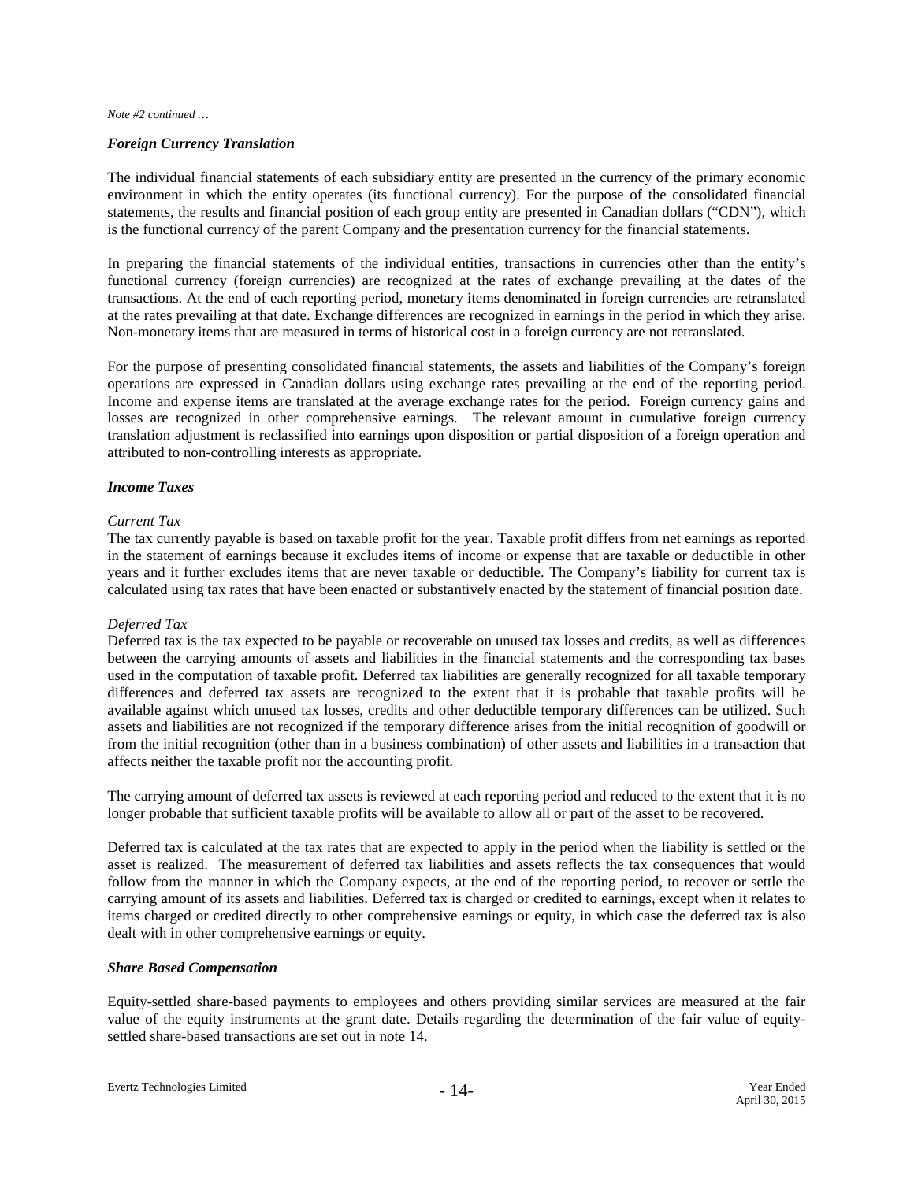*Note #2 continued …*

### *Foreign Currency Translation*

The individual financial statements of each subsidiary entity are presented in the currency of the primary economic environment in which the entity operates (its functional currency). For the purpose of the consolidated financial statements, the results and financial position of each group entity are presented in Canadian dollars ("CDN"), which is the functional currency of the parent Company and the presentation currency for the financial statements.

In preparing the financial statements of the individual entities, transactions in currencies other than the entity's functional currency (foreign currencies) are recognized at the rates of exchange prevailing at the dates of the transactions. At the end of each reporting period, monetary items denominated in foreign currencies are retranslated at the rates prevailing at that date. Exchange differences are recognized in earnings in the period in which they arise. Non-monetary items that are measured in terms of historical cost in a foreign currency are not retranslated.

For the purpose of presenting consolidated financial statements, the assets and liabilities of the Company's foreign operations are expressed in Canadian dollars using exchange rates prevailing at the end of the reporting period. Income and expense items are translated at the average exchange rates for the period. Foreign currency gains and losses are recognized in other comprehensive earnings. The relevant amount in cumulative foreign currency translation adjustment is reclassified into earnings upon disposition or partial disposition of a foreign operation and attributed to non-controlling interests as appropriate.

### *Income Taxes*

*Current Tax*

The tax currently payable is based on taxable profit for the year. Taxable profit differs from net earnings as reported in the statement of earnings because it excludes items of income or expense that are taxable or deductible in other years and it further excludes items that are never taxable or deductible. The Company's liability for current tax is calculated using tax rates that have been enacted or substantively enacted by the statement of financial position date.

*Deferred Tax*

Deferred tax is the tax expected to be payable or recoverable on unused tax losses and credits, as well as differences between the carrying amounts of assets and liabilities in the financial statements and the corresponding tax bases used in the computation of taxable profit. Deferred tax liabilities are generally recognized for all taxable temporary differences and deferred tax assets are recognized to the extent that it is probable that taxable profits will be available against which unused tax losses, credits and other deductible temporary differences can be utilized. Such assets and liabilities are not recognized if the temporary difference arises from the initial recognition of goodwill or from the initial recognition (other than in a business combination) of other assets and liabilities in a transaction that affects neither the taxable profit nor the accounting profit.

The carrying amount of deferred tax assets is reviewed at each reporting period and reduced to the extent that it is no longer probable that sufficient taxable profits will be available to allow all or part of the asset to be recovered.

Deferred tax is calculated at the tax rates that are expected to apply in the period when the liability is settled or the asset is realized. The measurement of deferred tax liabilities and assets reflects the tax consequences that would follow from the manner in which the Company expects, at the end of the reporting period, to recover or settle the carrying amount of its assets and liabilities. Deferred tax is charged or credited to earnings, except when it relates to items charged or credited directly to other comprehensive earnings or equity, in which case the deferred tax is also dealt with in other comprehensive earnings or equity.

### *Share Based Compensation*

Equity-settled share-based payments to employees and others providing similar services are measured at the fair value of the equity instruments at the grant date. Details regarding the determination of the fair value of equity-settled share-based transactions are set out in note 14.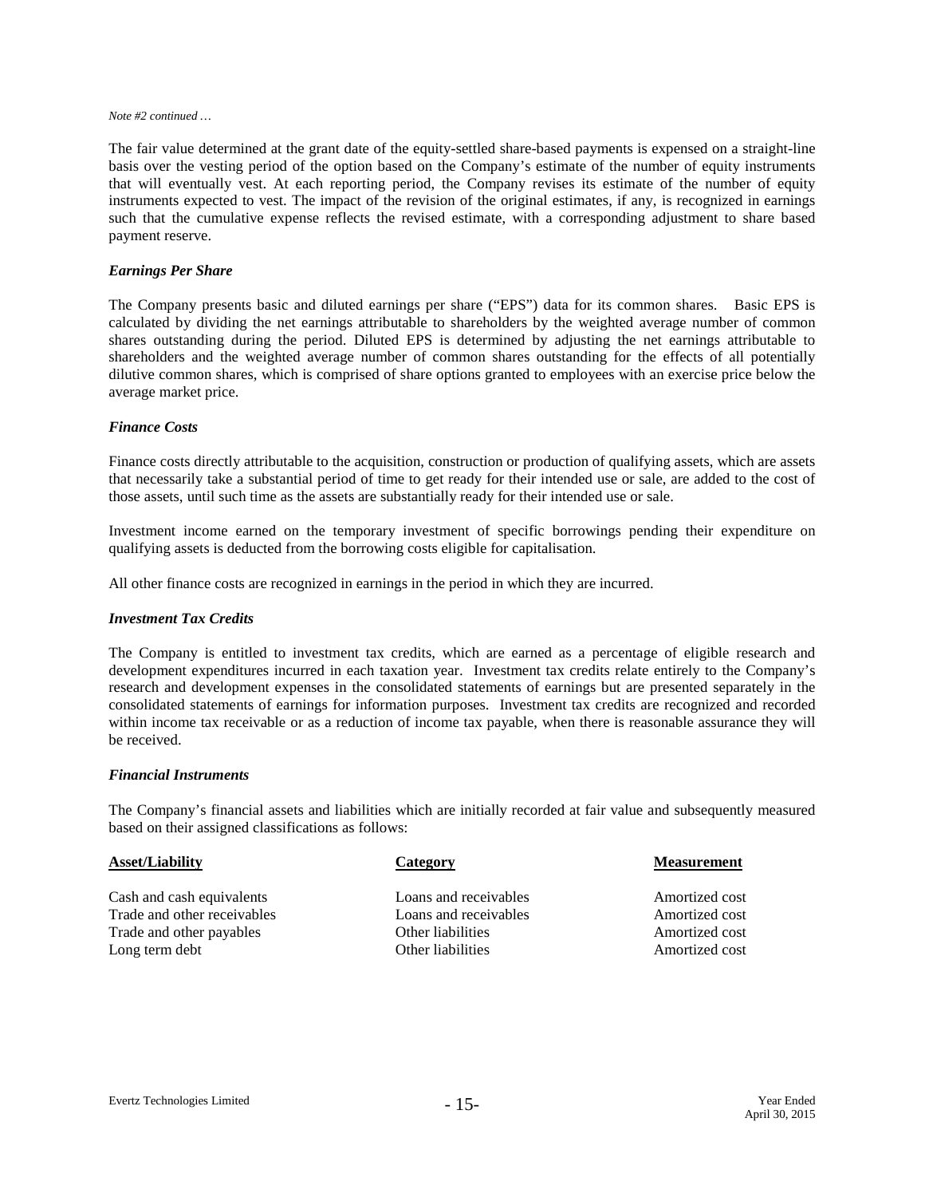*Note #2 continued …*

The fair value determined at the grant date of the equity-settled share-based payments is expensed on a straight-line basis over the vesting period of the option based on the Company's estimate of the number of equity instruments that will eventually vest. At each reporting period, the Company revises its estimate of the number of equity instruments expected to vest. The impact of the revision of the original estimates, if any, is recognized in earnings such that the cumulative expense reflects the revised estimate, with a corresponding adjustment to share based payment reserve.

***Earnings Per Share***

The Company presents basic and diluted earnings per share ("EPS") data for its common shares. Basic EPS is calculated by dividing the net earnings attributable to shareholders by the weighted average number of common shares outstanding during the period. Diluted EPS is determined by adjusting the net earnings attributable to shareholders and the weighted average number of common shares outstanding for the effects of all potentially dilutive common shares, which is comprised of share options granted to employees with an exercise price below the average market price.

***Finance Costs***

Finance costs directly attributable to the acquisition, construction or production of qualifying assets, which are assets that necessarily take a substantial period of time to get ready for their intended use or sale, are added to the cost of those assets, until such time as the assets are substantially ready for their intended use or sale.

Investment income earned on the temporary investment of specific borrowings pending their expenditure on qualifying assets is deducted from the borrowing costs eligible for capitalisation.

All other finance costs are recognized in earnings in the period in which they are incurred.

***Investment Tax Credits***

The Company is entitled to investment tax credits, which are earned as a percentage of eligible research and development expenditures incurred in each taxation year. Investment tax credits relate entirely to the Company's research and development expenses in the consolidated statements of earnings but are presented separately in the consolidated statements of earnings for information purposes. Investment tax credits are recognized and recorded within income tax receivable or as a reduction of income tax payable, when there is reasonable assurance they will be received.

***Financial Instruments***

The Company's financial assets and liabilities which are initially recorded at fair value and subsequently measured based on their assigned classifications as follows:

| Asset/Liability | Category | Measurement |
|---|---|---|
| Cash and cash equivalents | Loans and receivables | Amortized cost |
| Trade and other receivables | Loans and receivables | Amortized cost |
| Trade and other payables | Other liabilities | Amortized cost |
| Long term debt | Other liabilities | Amortized cost |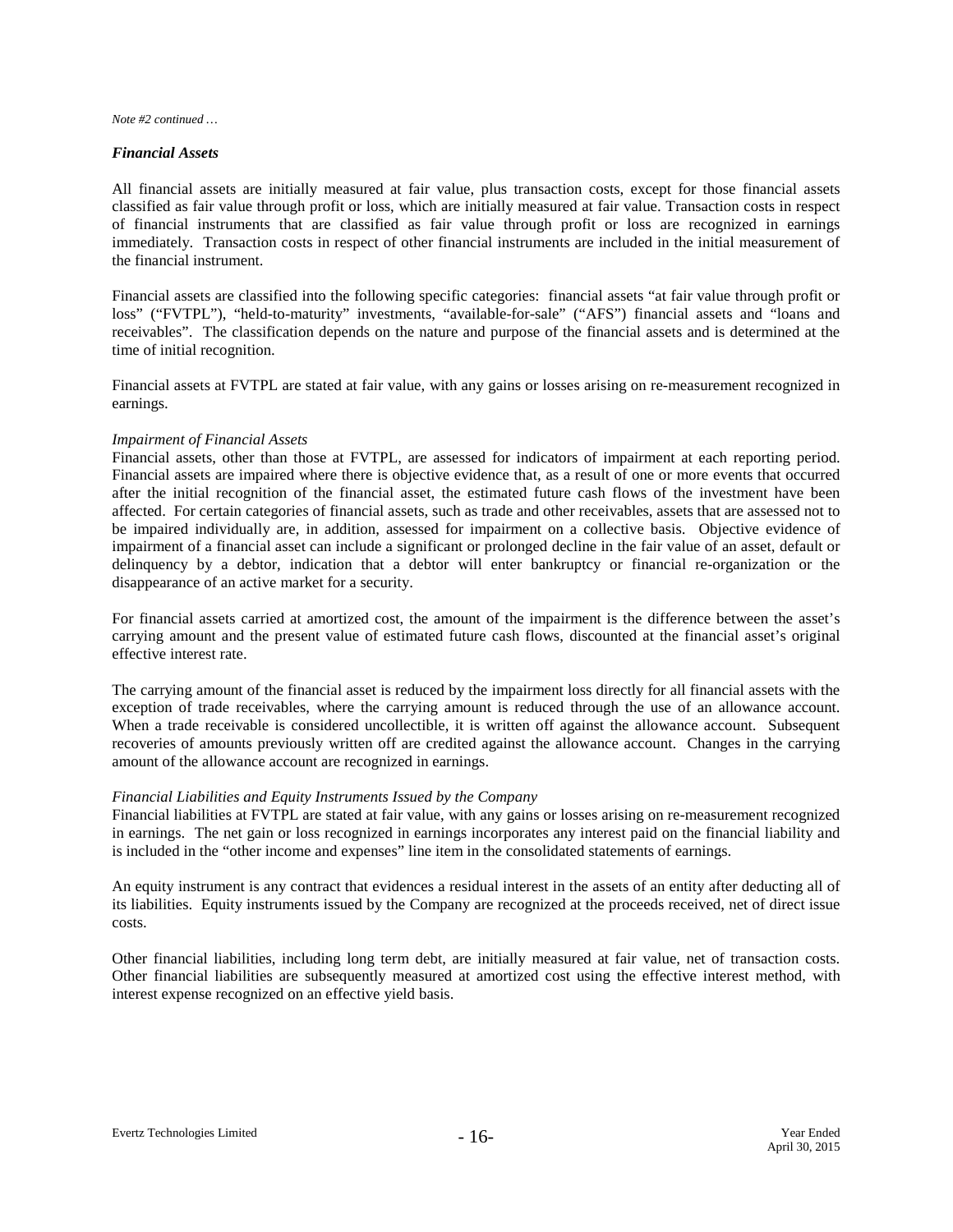*Note #2 continued …*

### *Financial Assets*

All financial assets are initially measured at fair value, plus transaction costs, except for those financial assets classified as fair value through profit or loss, which are initially measured at fair value. Transaction costs in respect of financial instruments that are classified as fair value through profit or loss are recognized in earnings immediately. Transaction costs in respect of other financial instruments are included in the initial measurement of the financial instrument.

Financial assets are classified into the following specific categories: financial assets "at fair value through profit or loss" ("FVTPL"), "held-to-maturity" investments, "available-for-sale" ("AFS") financial assets and "loans and receivables". The classification depends on the nature and purpose of the financial assets and is determined at the time of initial recognition.

Financial assets at FVTPL are stated at fair value, with any gains or losses arising on re-measurement recognized in earnings.

*Impairment of Financial Assets*

Financial assets, other than those at FVTPL, are assessed for indicators of impairment at each reporting period. Financial assets are impaired where there is objective evidence that, as a result of one or more events that occurred after the initial recognition of the financial asset, the estimated future cash flows of the investment have been affected. For certain categories of financial assets, such as trade and other receivables, assets that are assessed not to be impaired individually are, in addition, assessed for impairment on a collective basis. Objective evidence of impairment of a financial asset can include a significant or prolonged decline in the fair value of an asset, default or delinquency by a debtor, indication that a debtor will enter bankruptcy or financial re-organization or the disappearance of an active market for a security.

For financial assets carried at amortized cost, the amount of the impairment is the difference between the asset's carrying amount and the present value of estimated future cash flows, discounted at the financial asset's original effective interest rate.

The carrying amount of the financial asset is reduced by the impairment loss directly for all financial assets with the exception of trade receivables, where the carrying amount is reduced through the use of an allowance account. When a trade receivable is considered uncollectible, it is written off against the allowance account. Subsequent recoveries of amounts previously written off are credited against the allowance account. Changes in the carrying amount of the allowance account are recognized in earnings.

*Financial Liabilities and Equity Instruments Issued by the Company*

Financial liabilities at FVTPL are stated at fair value, with any gains or losses arising on re-measurement recognized in earnings. The net gain or loss recognized in earnings incorporates any interest paid on the financial liability and is included in the "other income and expenses" line item in the consolidated statements of earnings.

An equity instrument is any contract that evidences a residual interest in the assets of an entity after deducting all of its liabilities. Equity instruments issued by the Company are recognized at the proceeds received, net of direct issue costs.

Other financial liabilities, including long term debt, are initially measured at fair value, net of transaction costs. Other financial liabilities are subsequently measured at amortized cost using the effective interest method, with interest expense recognized on an effective yield basis.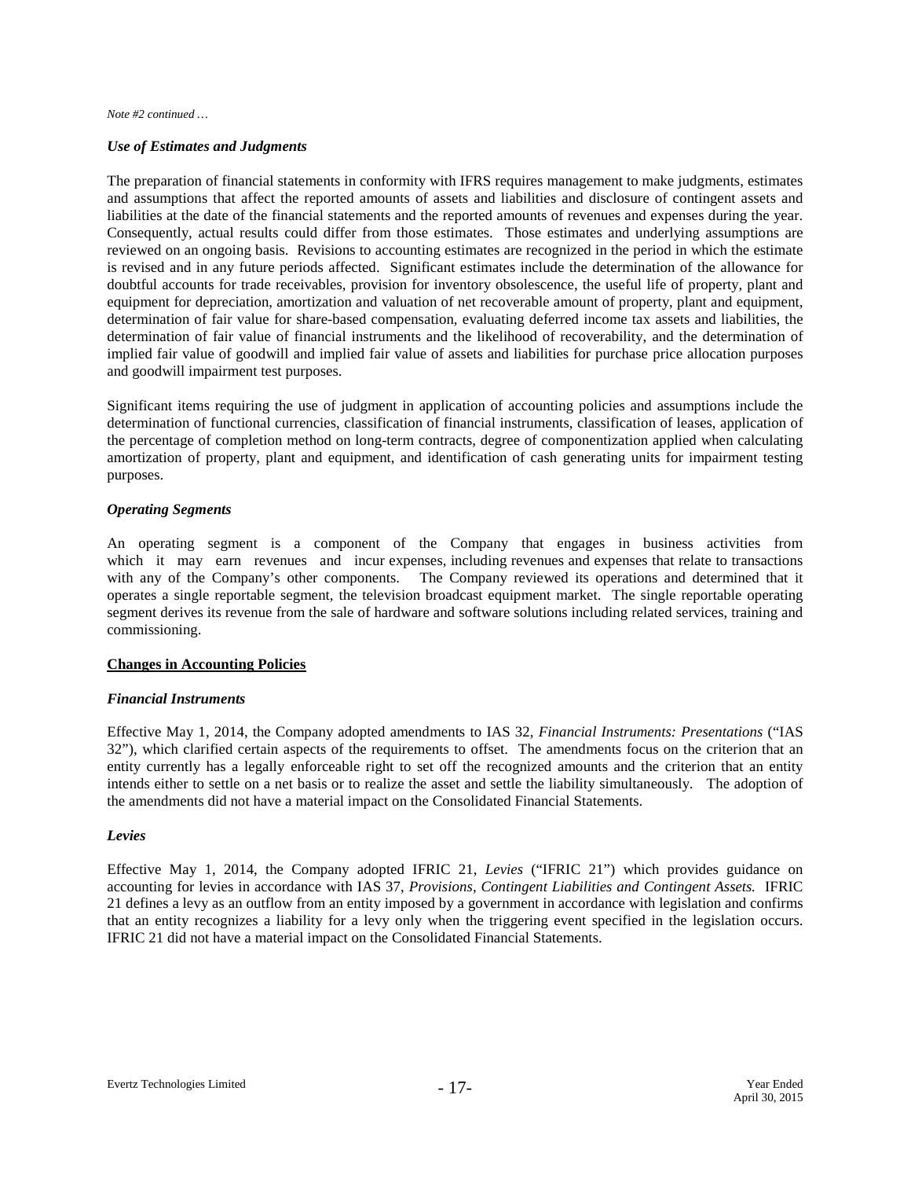*Note #2 continued …*

***Use of Estimates and Judgments***

The preparation of financial statements in conformity with IFRS requires management to make judgments, estimates and assumptions that affect the reported amounts of assets and liabilities and disclosure of contingent assets and liabilities at the date of the financial statements and the reported amounts of revenues and expenses during the year. Consequently, actual results could differ from those estimates. Those estimates and underlying assumptions are reviewed on an ongoing basis. Revisions to accounting estimates are recognized in the period in which the estimate is revised and in any future periods affected. Significant estimates include the determination of the allowance for doubtful accounts for trade receivables, provision for inventory obsolescence, the useful life of property, plant and equipment for depreciation, amortization and valuation of net recoverable amount of property, plant and equipment, determination of fair value for share-based compensation, evaluating deferred income tax assets and liabilities, the determination of fair value of financial instruments and the likelihood of recoverability, and the determination of implied fair value of goodwill and implied fair value of assets and liabilities for purchase price allocation purposes and goodwill impairment test purposes.

Significant items requiring the use of judgment in application of accounting policies and assumptions include the determination of functional currencies, classification of financial instruments, classification of leases, application of the percentage of completion method on long-term contracts, degree of componentization applied when calculating amortization of property, plant and equipment, and identification of cash generating units for impairment testing purposes.

***Operating Segments***

An operating segment is a component of the Company that engages in business activities from which it may earn revenues and incur expenses, including revenues and expenses that relate to transactions with any of the Company's other components. The Company reviewed its operations and determined that it operates a single reportable segment, the television broadcast equipment market. The single reportable operating segment derives its revenue from the sale of hardware and software solutions including related services, training and commissioning.

**Changes in Accounting Policies**

***Financial Instruments***

Effective May 1, 2014, the Company adopted amendments to IAS 32, *Financial Instruments: Presentations* ("IAS 32"), which clarified certain aspects of the requirements to offset. The amendments focus on the criterion that an entity currently has a legally enforceable right to set off the recognized amounts and the criterion that an entity intends either to settle on a net basis or to realize the asset and settle the liability simultaneously. The adoption of the amendments did not have a material impact on the Consolidated Financial Statements.

***Levies***

Effective May 1, 2014, the Company adopted IFRIC 21, *Levies* ("IFRIC 21") which provides guidance on accounting for levies in accordance with IAS 37, *Provisions, Contingent Liabilities and Contingent Assets.* IFRIC 21 defines a levy as an outflow from an entity imposed by a government in accordance with legislation and confirms that an entity recognizes a liability for a levy only when the triggering event specified in the legislation occurs. IFRIC 21 did not have a material impact on the Consolidated Financial Statements.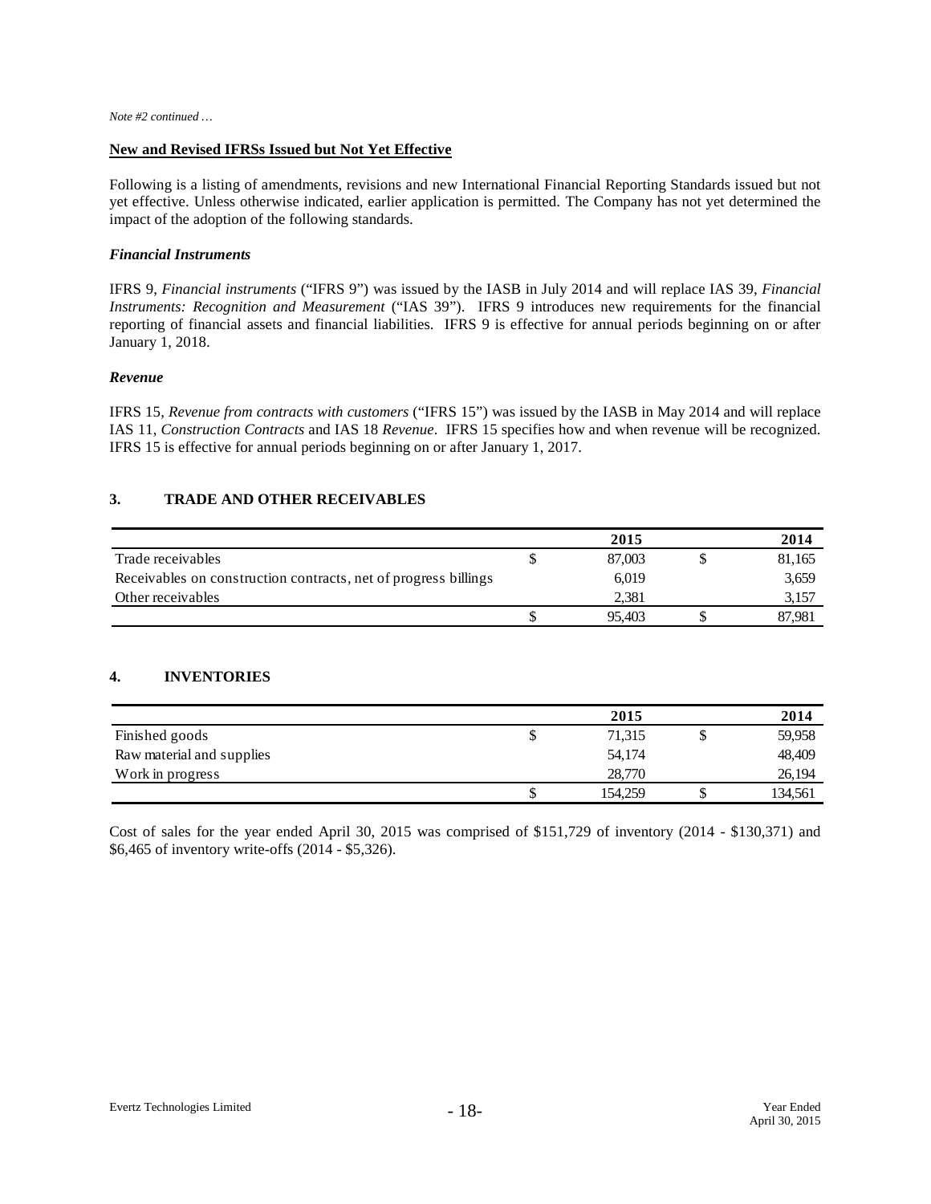*Note #2 continued …*

**New and Revised IFRSs Issued but Not Yet Effective**

Following is a listing of amendments, revisions and new International Financial Reporting Standards issued but not yet effective. Unless otherwise indicated, earlier application is permitted. The Company has not yet determined the impact of the adoption of the following standards.

***Financial Instruments***

IFRS 9, *Financial instruments* ("IFRS 9") was issued by the IASB in July 2014 and will replace IAS 39, *Financial Instruments: Recognition and Measurement* ("IAS 39"). IFRS 9 introduces new requirements for the financial reporting of financial assets and financial liabilities. IFRS 9 is effective for annual periods beginning on or after January 1, 2018.

***Revenue***

IFRS 15, *Revenue from contracts with customers* ("IFRS 15") was issued by the IASB in May 2014 and will replace IAS 11, *Construction Contracts* and IAS 18 *Revenue*. IFRS 15 specifies how and when revenue will be recognized. IFRS 15 is effective for annual periods beginning on or after January 1, 2017.

## 3. TRADE AND OTHER RECEIVABLES

| | 2015 | 2014 |
|---|---|---|
| Trade receivables | $ 87,003 | $ 81,165 |
| Receivables on construction contracts, net of progress billings | 6,019 | 3,659 |
| Other receivables | 2,381 | 3,157 |
| | $ 95,403 | $ 87,981 |

## 4. INVENTORIES

| | 2015 | 2014 |
|---|---|---|
| Finished goods | $ 71,315 | $ 59,958 |
| Raw material and supplies | 54,174 | 48,409 |
| Work in progress | 28,770 | 26,194 |
| | $ 154,259 | $ 134,561 |

Cost of sales for the year ended April 30, 2015 was comprised of $151,729 of inventory (2014 - $130,371) and $6,465 of inventory write-offs (2014 - $5,326).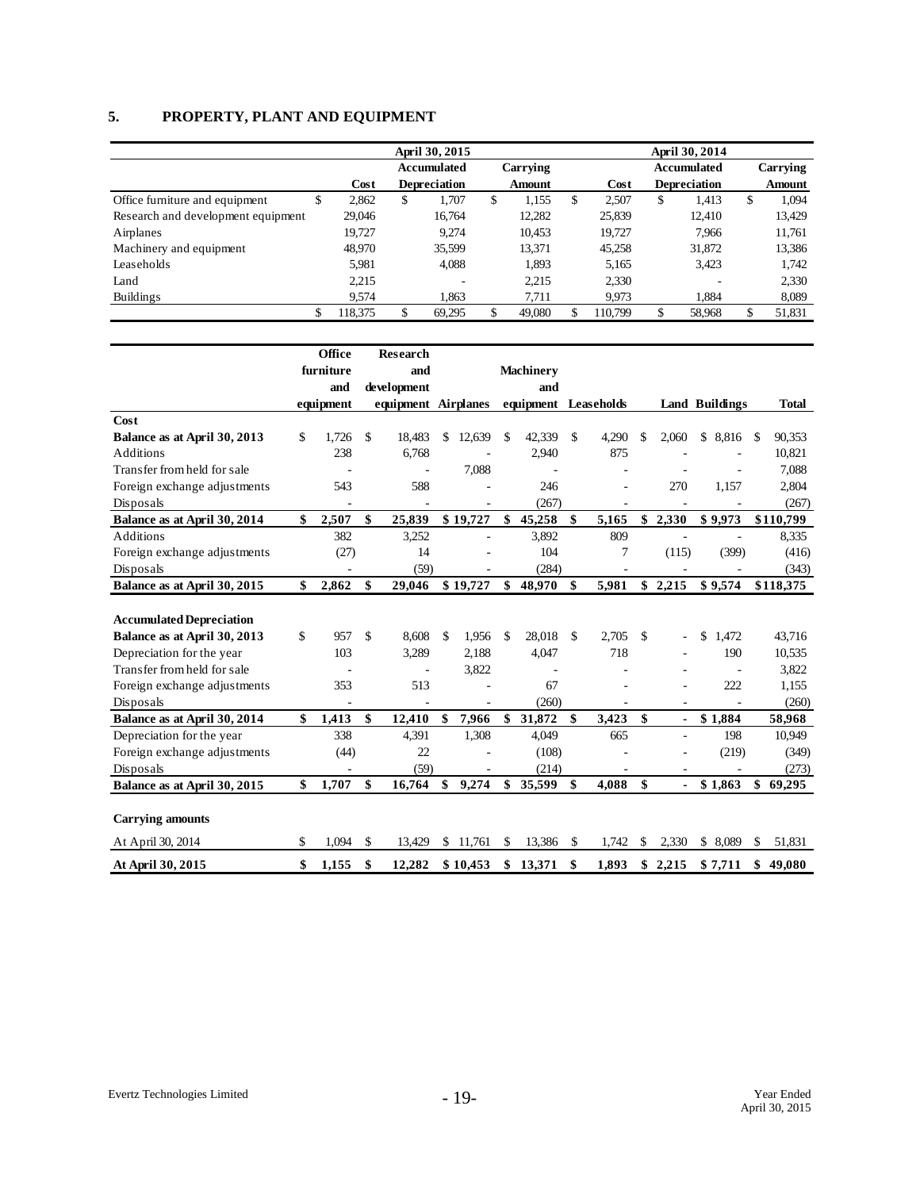## 5. PROPERTY, PLANT AND EQUIPMENT

| | April 30, 2015 | | | April 30, 2014 | | |
|---|---|---|---|---|---|---|
| | Cost | Accumulated Depreciation | Carrying Amount | Cost | Accumulated Depreciation | Carrying Amount |
| Office furniture and equipment | $ 2,862 | $ 1,707 | $ 1,155 | $ 2,507 | $ 1,413 | $ 1,094 |
| Research and development equipment | 29,046 | 16,764 | 12,282 | 25,839 | 12,410 | 13,429 |
| Airplanes | 19,727 | 9,274 | 10,453 | 19,727 | 7,966 | 11,761 |
| Machinery and equipment | 48,970 | 35,599 | 13,371 | 45,258 | 31,872 | 13,386 |
| Leaseholds | 5,981 | 4,088 | 1,893 | 5,165 | 3,423 | 1,742 |
| Land | 2,215 | - | 2,215 | 2,330 | - | 2,330 |
| Buildings | 9,574 | 1,863 | 7,711 | 9,973 | 1,884 | 8,089 |
| | $ 118,375 | $ 69,295 | $ 49,080 | $ 110,799 | $ 58,968 | $ 51,831 |

| | Office furniture and equipment | Research and development equipment | Airplanes | Machinery and equipment | Leaseholds | Land | Buildings | Total |
|---|---|---|---|---|---|---|---|---|
| **Cost** | | | | | | | | |
| **Balance as at April 30, 2013** | $ 1,726 | $ 18,483 | $ 12,639 | $ 42,339 | $ 4,290 | $ 2,060 | $ 8,816 | $ 90,353 |
| Additions | 238 | 6,768 | - | 2,940 | 875 | - | - | 10,821 |
| Transfer from held for sale | - | - | 7,088 | - | - | - | - | 7,088 |
| Foreign exchange adjustments | 543 | 588 | - | 246 | - | 270 | 1,157 | 2,804 |
| Disposals | - | - | - | (267) | - | - | - | (267) |
| **Balance as at April 30, 2014** | **$ 2,507** | **$ 25,839** | **$ 19,727** | **$ 45,258** | **$ 5,165** | **$ 2,330** | **$ 9,973** | **$110,799** |
| Additions | 382 | 3,252 | - | 3,892 | 809 | - | - | 8,335 |
| Foreign exchange adjustments | (27) | 14 | - | 104 | 7 | (115) | (399) | (416) |
| Disposals | - | (59) | - | (284) | - | - | - | (343) |
| **Balance as at April 30, 2015** | **$ 2,862** | **$ 29,046** | **$ 19,727** | **$ 48,970** | **$ 5,981** | **$ 2,215** | **$ 9,574** | **$118,375** |
| **Accumulated Depreciation** | | | | | | | | |
| **Balance as at April 30, 2013** | $ 957 | $ 8,608 | $ 1,956 | $ 28,018 | $ 2,705 | $ - | $ 1,472 | 43,716 |
| Depreciation for the year | 103 | 3,289 | 2,188 | 4,047 | 718 | - | 190 | 10,535 |
| Transfer from held for sale | - | - | 3,822 | - | - | - | - | 3,822 |
| Foreign exchange adjustments | 353 | 513 | - | 67 | - | - | 222 | 1,155 |
| Disposals | - | - | - | (260) | - | - | - | (260) |
| **Balance as at April 30, 2014** | **$ 1,413** | **$ 12,410** | **$ 7,966** | **$ 31,872** | **$ 3,423** | **$ -** | **$ 1,884** | **58,968** |
| Depreciation for the year | 338 | 4,391 | 1,308 | 4,049 | 665 | - | 198 | 10,949 |
| Foreign exchange adjustments | (44) | 22 | - | (108) | - | - | (219) | (349) |
| Disposals | - | (59) | - | (214) | - | - | - | (273) |
| **Balance as at April 30, 2015** | **$ 1,707** | **$ 16,764** | **$ 9,274** | **$ 35,599** | **$ 4,088** | **$ -** | **$ 1,863** | **$ 69,295** |
| **Carrying amounts** | | | | | | | | |
| At April 30, 2014 | $ 1,094 | $ 13,429 | $ 11,761 | $ 13,386 | $ 1,742 | $ 2,330 | $ 8,089 | $ 51,831 |
| **At April 30, 2015** | **$ 1,155** | **$ 12,282** | **$ 10,453** | **$ 13,371** | **$ 1,893** | **$ 2,215** | **$ 7,711** | **$ 49,080** |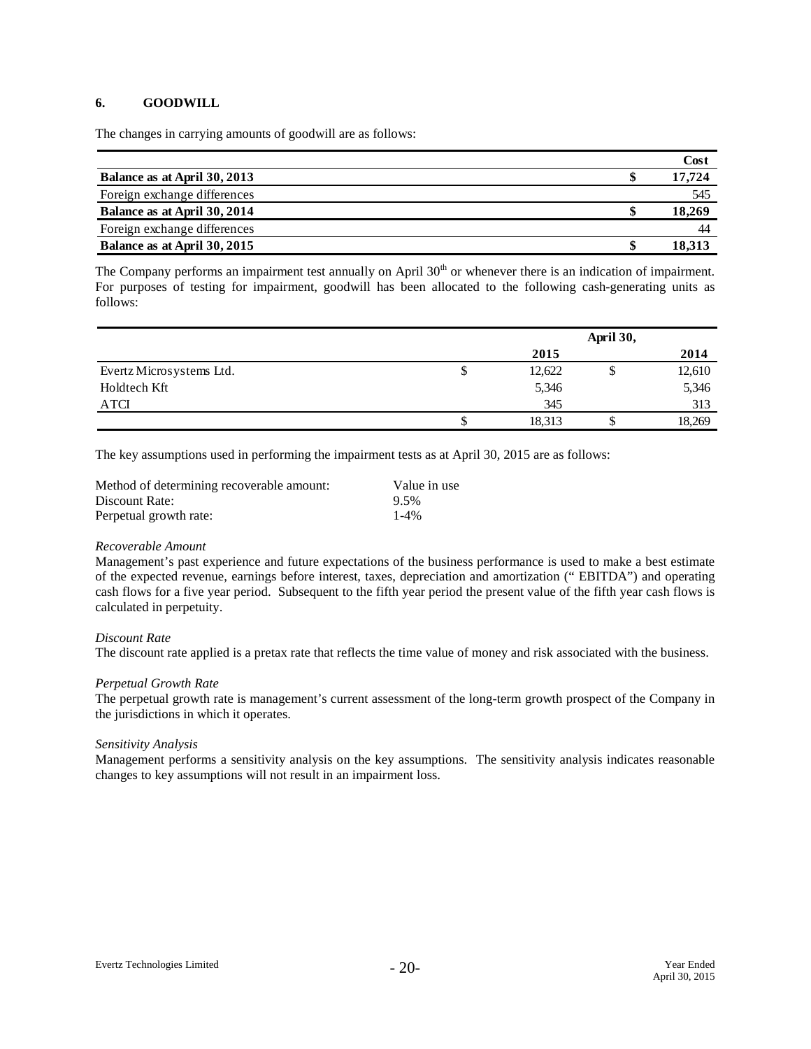## 6. GOODWILL

The changes in carrying amounts of goodwill are as follows:

| | | Cost |
|---|---|---|
| **Balance as at April 30, 2013** | **$** | **17,724** |
| Foreign exchange differences | | 545 |
| **Balance as at April 30, 2014** | **$** | **18,269** |
| Foreign exchange differences | | 44 |
| **Balance as at April 30, 2015** | **$** | **18,313** |

The Company performs an impairment test annually on April 30[th] or whenever there is an indication of impairment. For purposes of testing for impairment, goodwill has been allocated to the following cash-generating units as follows:

| | | April 30, | | |
|---|---|---|---|---|
| | | **2015** | | **2014** |
| Evertz Microsystems Ltd. | $ | 12,622 | $ | 12,610 |
| Holdtech Kft | | 5,346 | | 5,346 |
| ATCI | | 345 | | 313 |
| | $ | 18,313 | $ | 18,269 |

The key assumptions used in performing the impairment tests as at April 30, 2015 are as follows:

| | |
|---|---|
| Method of determining recoverable amount: | Value in use |
| Discount Rate: | 9.5% |
| Perpetual growth rate: | 1-4% |

*Recoverable Amount*
Management's past experience and future expectations of the business performance is used to make a best estimate of the expected revenue, earnings before interest, taxes, depreciation and amortization (" EBITDA") and operating cash flows for a five year period. Subsequent to the fifth year period the present value of the fifth year cash flows is calculated in perpetuity.

*Discount Rate*
The discount rate applied is a pretax rate that reflects the time value of money and risk associated with the business.

*Perpetual Growth Rate*
The perpetual growth rate is management's current assessment of the long-term growth prospect of the Company in the jurisdictions in which it operates.

*Sensitivity Analysis*
Management performs a sensitivity analysis on the key assumptions. The sensitivity analysis indicates reasonable changes to key assumptions will not result in an impairment loss.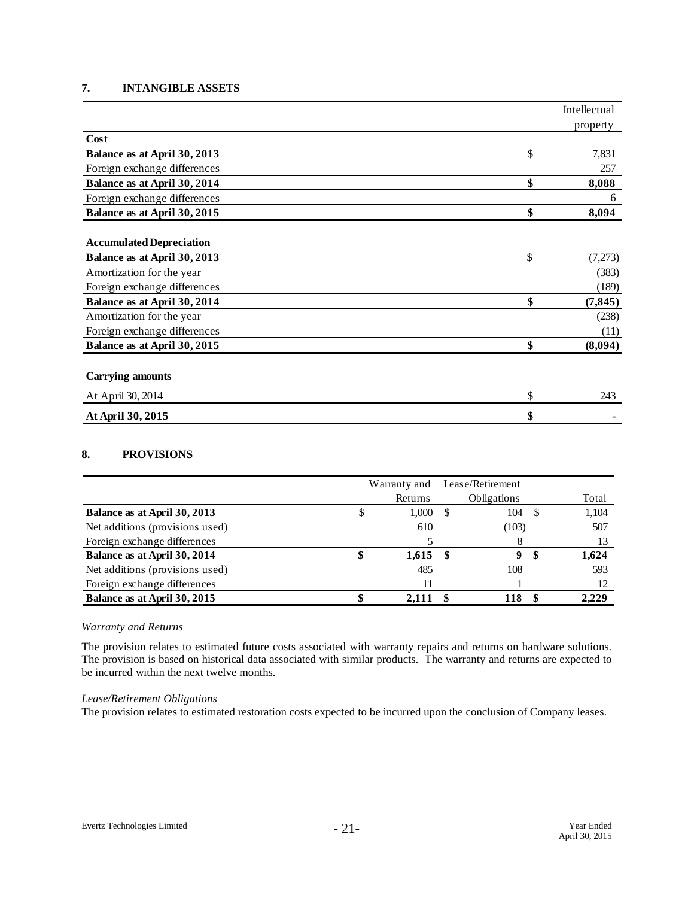## 7. INTANGIBLE ASSETS

| | | Intellectual property |
|---|---|---|
| **Cost** | | |
| **Balance as at April 30, 2013** | $ | 7,831 |
| Foreign exchange differences | | 257 |
| **Balance as at April 30, 2014** | **$** | **8,088** |
| Foreign exchange differences | | 6 |
| **Balance as at April 30, 2015** | **$** | **8,094** |
| | | |
| **Accumulated Depreciation** | | |
| **Balance as at April 30, 2013** | $ | (7,273) |
| Amortization for the year | | (383) |
| Foreign exchange differences | | (189) |
| **Balance as at April 30, 2014** | **$** | **(7,845)** |
| Amortization for the year | | (238) |
| Foreign exchange differences | | (11) |
| **Balance as at April 30, 2015** | **$** | **(8,094)** |
| | | |
| **Carrying amounts** | | |
| At April 30, 2014 | $ | 243 |
| **At April 30, 2015** | **$** | **-** |

## 8. PROVISIONS

| | | Warranty and Returns | | Lease/Retirement Obligations | | Total |
|---|---|---|---|---|---|---|
| **Balance as at April 30, 2013** | $ | 1,000 | $ | 104 | $ | 1,104 |
| Net additions (provisions used) | | 610 | | (103) | | 507 |
| Foreign exchange differences | | 5 | | 8 | | 13 |
| **Balance as at April 30, 2014** | **$** | **1,615** | **$** | **9** | **$** | **1,624** |
| Net additions (provisions used) | | 485 | | 108 | | 593 |
| Foreign exchange differences | | 11 | | 1 | | 12 |
| **Balance as at April 30, 2015** | **$** | **2,111** | **$** | **118** | **$** | **2,229** |

*Warranty and Returns*

The provision relates to estimated future costs associated with warranty repairs and returns on hardware solutions. The provision is based on historical data associated with similar products. The warranty and returns are expected to be incurred within the next twelve months.

*Lease/Retirement Obligations*

The provision relates to estimated restoration costs expected to be incurred upon the conclusion of Company leases.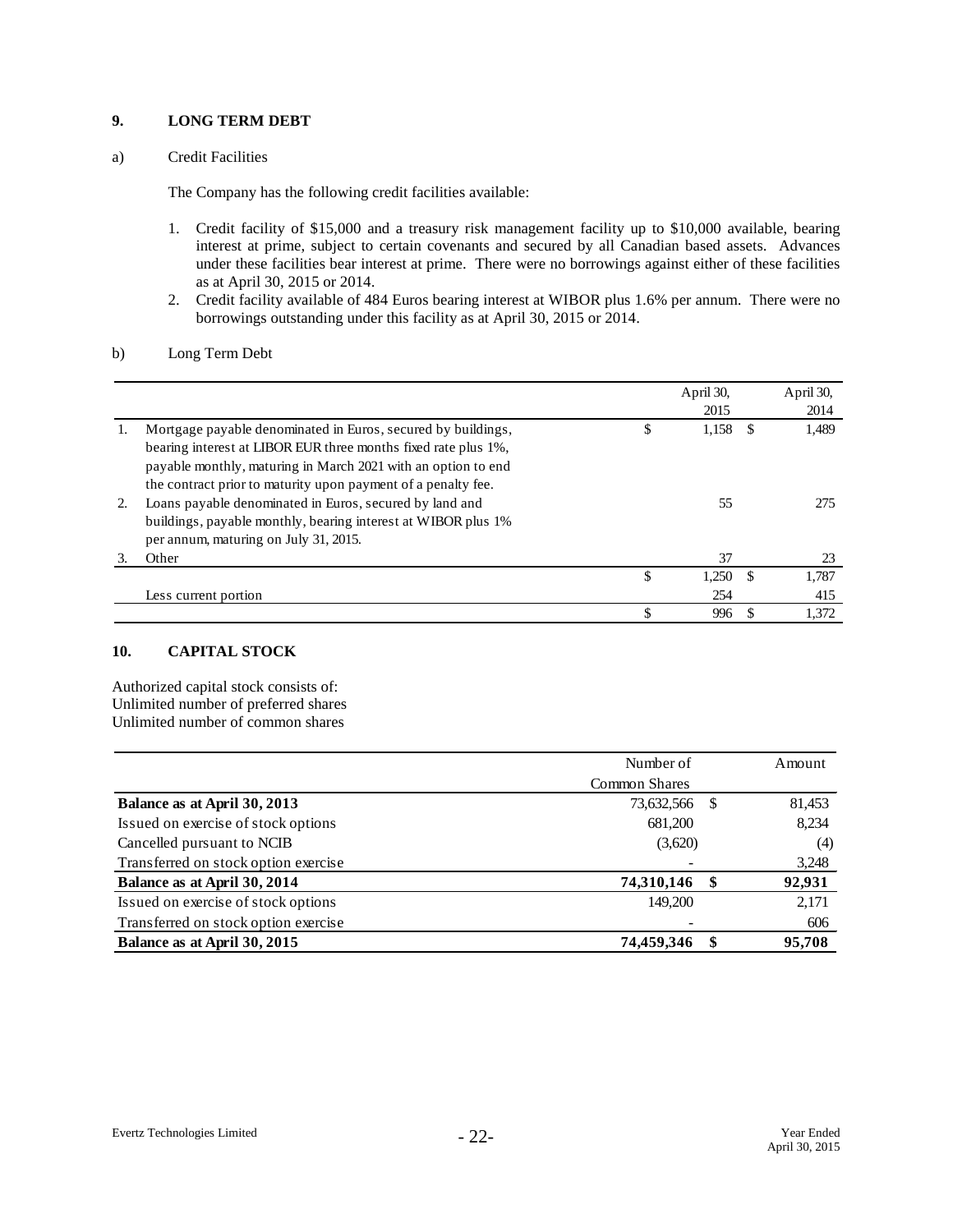## 9. LONG TERM DEBT

a) Credit Facilities

The Company has the following credit facilities available:

1. Credit facility of $15,000 and a treasury risk management facility up to $10,000 available, bearing interest at prime, subject to certain covenants and secured by all Canadian based assets. Advances under these facilities bear interest at prime. There were no borrowings against either of these facilities as at April 30, 2015 or 2014.
2. Credit facility available of 484 Euros bearing interest at WIBOR plus 1.6% per annum. There were no borrowings outstanding under this facility as at April 30, 2015 or 2014.

b) Long Term Debt

| | | | April 30, 2015 | | April 30, 2014 |
|---|---|---|---|---|---|
| 1. | Mortgage payable denominated in Euros, secured by buildings, bearing interest at LIBOR EUR three months fixed rate plus 1%, payable monthly, maturing in March 2021 with an option to end the contract prior to maturity upon payment of a penalty fee. | $ | 1,158 | $ | 1,489 |
| 2. | Loans payable denominated in Euros, secured by land and buildings, payable monthly, bearing interest at WIBOR plus 1% per annum, maturing on July 31, 2015. | | 55 | | 275 |
| 3. | Other | | 37 | | 23 |
| | | $ | 1,250 | $ | 1,787 |
| | Less current portion | | 254 | | 415 |
| | | $ | 996 | $ | 1,372 |

## 10. CAPITAL STOCK

Authorized capital stock consists of:
Unlimited number of preferred shares
Unlimited number of common shares

| | Number of Common Shares | | Amount |
|---|---|---|---|
| **Balance as at April 30, 2013** | 73,632,566 | $ | 81,453 |
| Issued on exercise of stock options | 681,200 | | 8,234 |
| Cancelled pursuant to NCIB | (3,620) | | (4) |
| Transferred on stock option exercise | - | | 3,248 |
| **Balance as at April 30, 2014** | **74,310,146** | **$** | **92,931** |
| Issued on exercise of stock options | 149,200 | | 2,171 |
| Transferred on stock option exercise | - | | 606 |
| **Balance as at April 30, 2015** | **74,459,346** | **$** | **95,708** |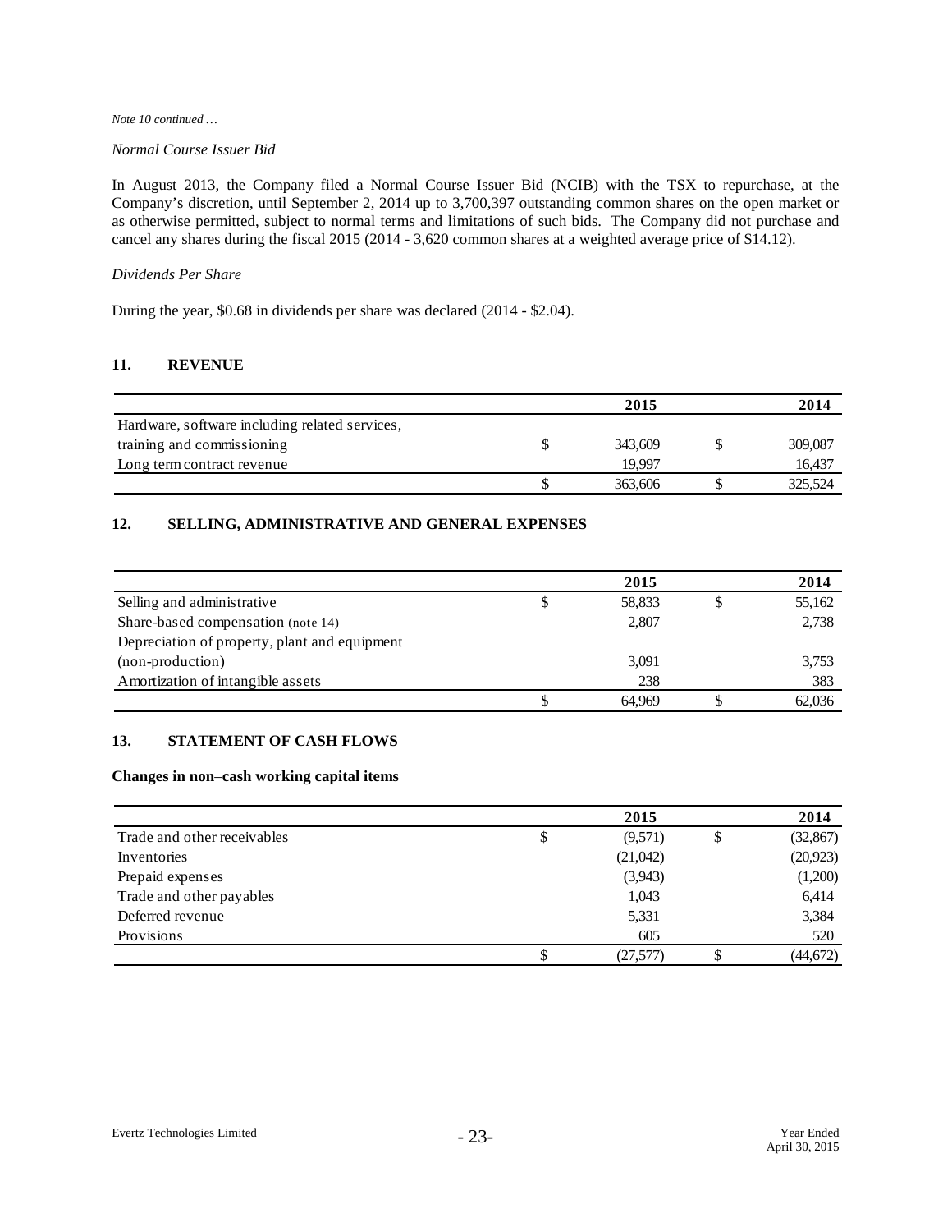*Note 10 continued …*

*Normal Course Issuer Bid*

In August 2013, the Company filed a Normal Course Issuer Bid (NCIB) with the TSX to repurchase, at the Company's discretion, until September 2, 2014 up to 3,700,397 outstanding common shares on the open market or as otherwise permitted, subject to normal terms and limitations of such bids. The Company did not purchase and cancel any shares during the fiscal 2015 (2014 - 3,620 common shares at a weighted average price of $14.12).

*Dividends Per Share*

During the year, $0.68 in dividends per share was declared (2014 - $2.04).

## 11. REVENUE

| | | 2015 | | 2014 |
|---|---|---|---|---|
| Hardware, software including related services, training and commissioning | $ | 343,609 | $ | 309,087 |
| Long term contract revenue | | 19,997 | | 16,437 |
| | $ | 363,606 | $ | 325,524 |

## 12. SELLING, ADMINISTRATIVE AND GENERAL EXPENSES

| | | 2015 | | 2014 |
|---|---|---|---|---|
| Selling and administrative | $ | 58,833 | $ | 55,162 |
| Share-based compensation (note 14) | | 2,807 | | 2,738 |
| Depreciation of property, plant and equipment (non-production) | | 3,091 | | 3,753 |
| Amortization of intangible assets | | 238 | | 383 |
| | $ | 64,969 | $ | 62,036 |

## 13. STATEMENT OF CASH FLOWS

**Changes in non–cash working capital items**

| | | 2015 | | 2014 |
|---|---|---|---|---|
| Trade and other receivables | $ | (9,571) | $ | (32,867) |
| Inventories | | (21,042) | | (20,923) |
| Prepaid expenses | | (3,943) | | (1,200) |
| Trade and other payables | | 1,043 | | 6,414 |
| Deferred revenue | | 5,331 | | 3,384 |
| Provisions | | 605 | | 520 |
| | $ | (27,577) | $ | (44,672) |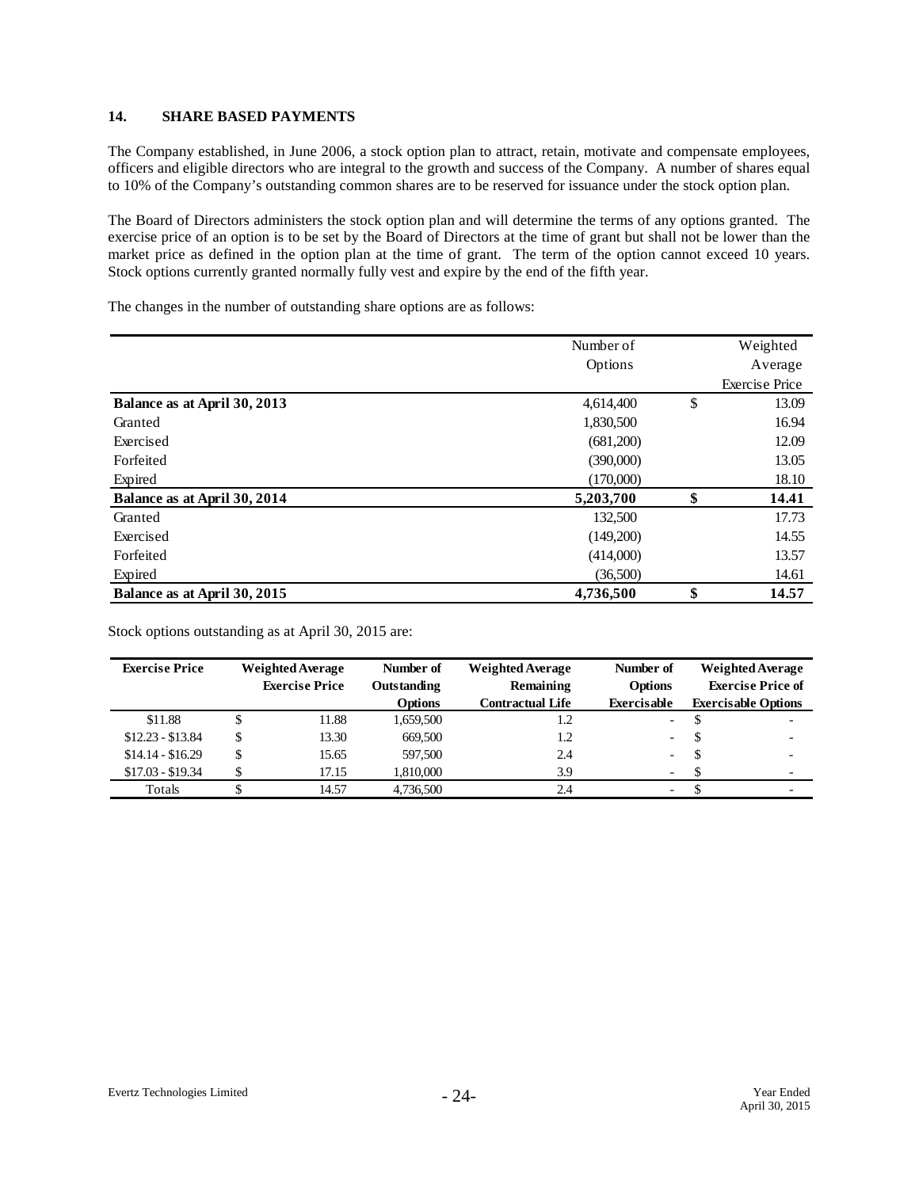## 14. SHARE BASED PAYMENTS

The Company established, in June 2006, a stock option plan to attract, retain, motivate and compensate employees, officers and eligible directors who are integral to the growth and success of the Company. A number of shares equal to 10% of the Company's outstanding common shares are to be reserved for issuance under the stock option plan.

The Board of Directors administers the stock option plan and will determine the terms of any options granted. The exercise price of an option is to be set by the Board of Directors at the time of grant but shall not be lower than the market price as defined in the option plan at the time of grant. The term of the option cannot exceed 10 years. Stock options currently granted normally fully vest and expire by the end of the fifth year.

The changes in the number of outstanding share options are as follows:

| | Number of Options | Weighted Average Exercise Price |
|---|---|---|
| **Balance as at April 30, 2013** | 4,614,400 | $ 13.09 |
| Granted | 1,830,500 | 16.94 |
| Exercised | (681,200) | 12.09 |
| Forfeited | (390,000) | 13.05 |
| Expired | (170,000) | 18.10 |
| **Balance as at April 30, 2014** | **5,203,700** | **$ 14.41** |
| Granted | 132,500 | 17.73 |
| Exercised | (149,200) | 14.55 |
| Forfeited | (414,000) | 13.57 |
| Expired | (36,500) | 14.61 |
| **Balance as at April 30, 2015** | **4,736,500** | **$ 14.57** |

Stock options outstanding as at April 30, 2015 are:

| **Exercise Price** | **Weighted Average Exercise Price** | **Number of Outstanding Options** | **Weighted Average Remaining Contractual Life** | **Number of Options Exercisable** | **Weighted Average Exercise Price of Exercisable Options** |
|---|---|---|---|---|---|
| $11.88 | $ 11.88 | 1,659,500 | 1.2 | - | $ - |
| $12.23 - $13.84 | $ 13.30 | 669,500 | 1.2 | - | $ - |
| $14.14 - $16.29 | $ 15.65 | 597,500 | 2.4 | - | $ - |
| $17.03 - $19.34 | $ 17.15 | 1,810,000 | 3.9 | - | $ - |
| Totals | $ 14.57 | 4,736,500 | 2.4 | - | $ - |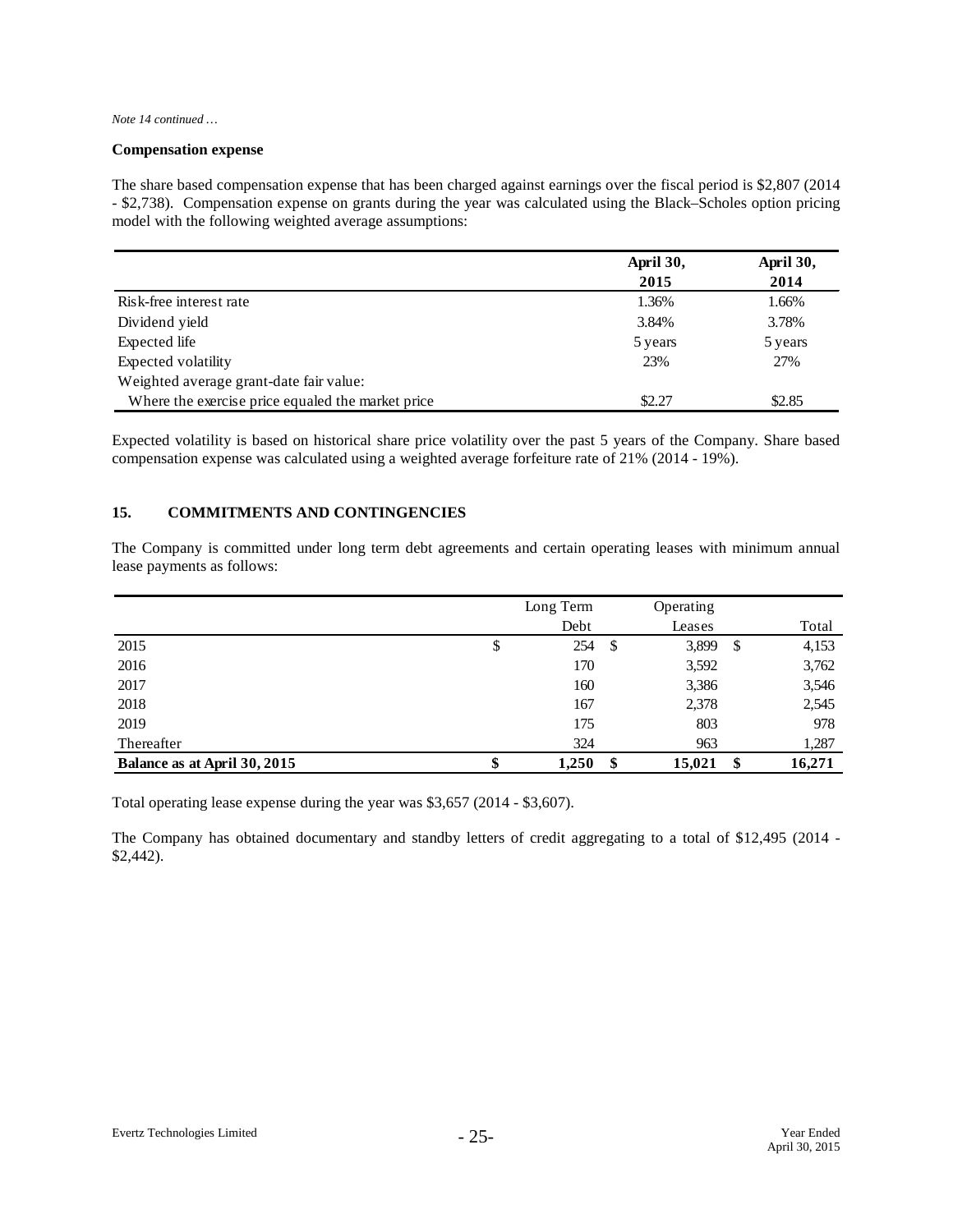*Note 14 continued …*

**Compensation expense**

The share based compensation expense that has been charged against earnings over the fiscal period is $2,807 (2014 - $2,738). Compensation expense on grants during the year was calculated using the Black–Scholes option pricing model with the following weighted average assumptions:

| | **April 30, 2015** | **April 30, 2014** |
|---|---|---|
| Risk-free interest rate | 1.36% | 1.66% |
| Dividend yield | 3.84% | 3.78% |
| Expected life | 5 years | 5 years |
| Expected volatility | 23% | 27% |
| Weighted average grant-date fair value: | | |
| Where the exercise price equaled the market price | $2.27 | $2.85 |

Expected volatility is based on historical share price volatility over the past 5 years of the Company. Share based compensation expense was calculated using a weighted average forfeiture rate of 21% (2014 - 19%).

## 15. COMMITMENTS AND CONTINGENCIES

The Company is committed under long term debt agreements and certain operating leases with minimum annual lease payments as follows:

| | Long Term Debt | Operating Leases | Total |
|---|---|---|---|
| 2015 | $ 254 | $ 3,899 | $ 4,153 |
| 2016 | 170 | 3,592 | 3,762 |
| 2017 | 160 | 3,386 | 3,546 |
| 2018 | 167 | 2,378 | 2,545 |
| 2019 | 175 | 803 | 978 |
| Thereafter | 324 | 963 | 1,287 |
| **Balance as at April 30, 2015** | **$ 1,250** | **$ 15,021** | **$ 16,271** |

Total operating lease expense during the year was $3,657 (2014 - $3,607).

The Company has obtained documentary and standby letters of credit aggregating to a total of $12,495 (2014 - $2,442).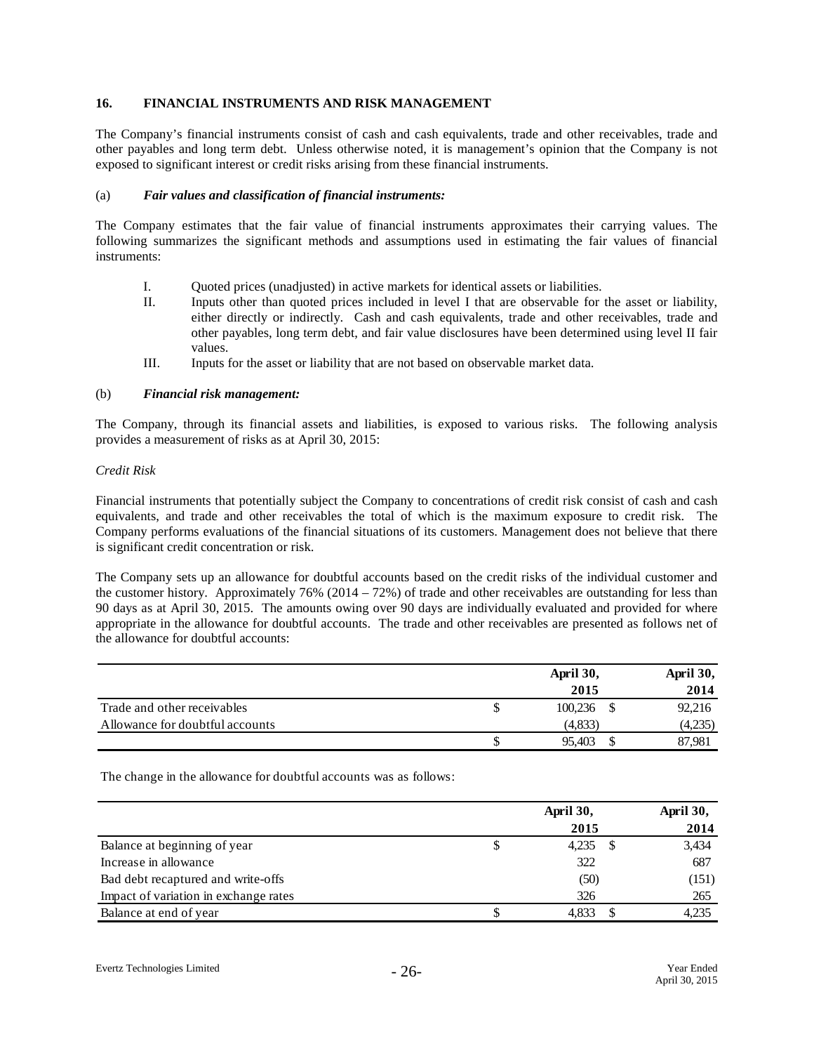## 16. FINANCIAL INSTRUMENTS AND RISK MANAGEMENT

The Company's financial instruments consist of cash and cash equivalents, trade and other receivables, trade and other payables and long term debt. Unless otherwise noted, it is management's opinion that the Company is not exposed to significant interest or credit risks arising from these financial instruments.

### (a) *Fair values and classification of financial instruments:*

The Company estimates that the fair value of financial instruments approximates their carrying values. The following summarizes the significant methods and assumptions used in estimating the fair values of financial instruments:

I. Quoted prices (unadjusted) in active markets for identical assets or liabilities.

II. Inputs other than quoted prices included in level I that are observable for the asset or liability, either directly or indirectly. Cash and cash equivalents, trade and other receivables, trade and other payables, long term debt, and fair value disclosures have been determined using level II fair values.

III. Inputs for the asset or liability that are not based on observable market data.

### (b) *Financial risk management:*

The Company, through its financial assets and liabilities, is exposed to various risks. The following analysis provides a measurement of risks as at April 30, 2015:

*Credit Risk*

Financial instruments that potentially subject the Company to concentrations of credit risk consist of cash and cash equivalents, and trade and other receivables the total of which is the maximum exposure to credit risk. The Company performs evaluations of the financial situations of its customers. Management does not believe that there is significant credit concentration or risk.

The Company sets up an allowance for doubtful accounts based on the credit risks of the individual customer and the customer history. Approximately 76% (2014 – 72%) of trade and other receivables are outstanding for less than 90 days as at April 30, 2015. The amounts owing over 90 days are individually evaluated and provided for where appropriate in the allowance for doubtful accounts. The trade and other receivables are presented as follows net of the allowance for doubtful accounts:

| | April 30, 2015 | April 30, 2014 |
|---|---|---|
| Trade and other receivables | $ 100,236 | $ 92,216 |
| Allowance for doubtful accounts | (4,833) | (4,235) |
| | $ 95,403 | $ 87,981 |

The change in the allowance for doubtful accounts was as follows:

| | April 30, 2015 | April 30, 2014 |
|---|---|---|
| Balance at beginning of year | $ 4,235 | $ 3,434 |
| Increase in allowance | 322 | 687 |
| Bad debt recaptured and write-offs | (50) | (151) |
| Impact of variation in exchange rates | 326 | 265 |
| Balance at end of year | $ 4,833 | $ 4,235 |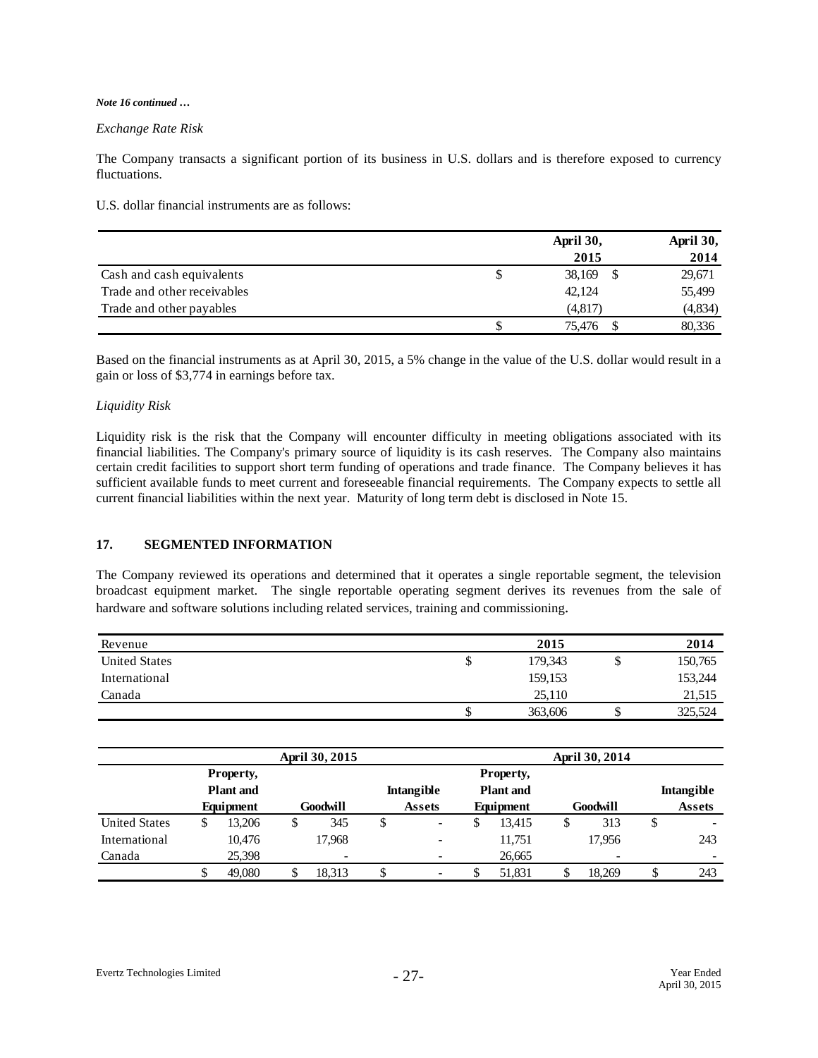*Note 16 continued …*

*Exchange Rate Risk*

The Company transacts a significant portion of its business in U.S. dollars and is therefore exposed to currency fluctuations.

U.S. dollar financial instruments are as follows:

| | April 30, 2015 | April 30, 2014 |
|---|---|---|
| Cash and cash equivalents | $ 38,169 | $ 29,671 |
| Trade and other receivables | 42,124 | 55,499 |
| Trade and other payables | (4,817) | (4,834) |
| | $ 75,476 | $ 80,336 |

Based on the financial instruments as at April 30, 2015, a 5% change in the value of the U.S. dollar would result in a gain or loss of $3,774 in earnings before tax.

*Liquidity Risk*

Liquidity risk is the risk that the Company will encounter difficulty in meeting obligations associated with its financial liabilities. The Company's primary source of liquidity is its cash reserves. The Company also maintains certain credit facilities to support short term funding of operations and trade finance. The Company believes it has sufficient available funds to meet current and foreseeable financial requirements. The Company expects to settle all current financial liabilities within the next year. Maturity of long term debt is disclosed in Note 15.

## 17. SEGMENTED INFORMATION

The Company reviewed its operations and determined that it operates a single reportable segment, the television broadcast equipment market. The single reportable operating segment derives its revenues from the sale of hardware and software solutions including related services, training and commissioning.

| Revenue | 2015 | 2014 |
|---|---|---|
| United States | $ 179,343 | $ 150,765 |
| International | 159,153 | 153,244 |
| Canada | 25,110 | 21,515 |
| | $ 363,606 | $ 325,524 |

| | April 30, 2015 | | | April 30, 2014 | | |
|---|---|---|---|---|---|---|
| | Property, Plant and Equipment | Goodwill | Intangible Assets | Property, Plant and Equipment | Goodwill | Intangible Assets |
| United States | $ 13,206 | $ 345 | $ - | $ 13,415 | $ 313 | $ - |
| International | 10,476 | 17,968 | - | 11,751 | 17,956 | 243 |
| Canada | 25,398 | - | - | 26,665 | - | - |
| | $ 49,080 | $ 18,313 | $ - | $ 51,831 | $ 18,269 | $ 243 |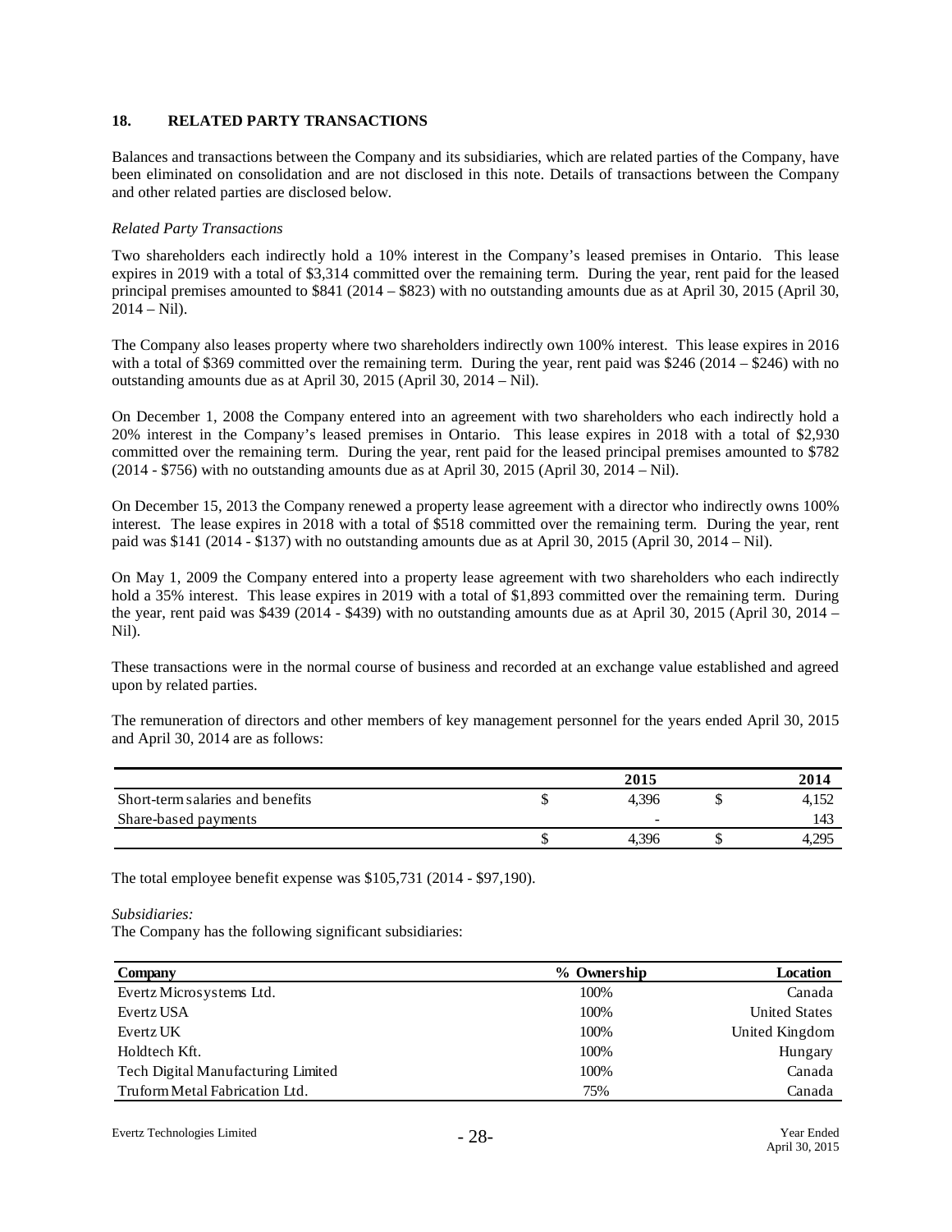## 18. RELATED PARTY TRANSACTIONS

Balances and transactions between the Company and its subsidiaries, which are related parties of the Company, have been eliminated on consolidation and are not disclosed in this note. Details of transactions between the Company and other related parties are disclosed below.

*Related Party Transactions*

Two shareholders each indirectly hold a 10% interest in the Company's leased premises in Ontario. This lease expires in 2019 with a total of $3,314 committed over the remaining term. During the year, rent paid for the leased principal premises amounted to $841 (2014 – $823) with no outstanding amounts due as at April 30, 2015 (April 30, 2014 – Nil).

The Company also leases property where two shareholders indirectly own 100% interest. This lease expires in 2016 with a total of $369 committed over the remaining term. During the year, rent paid was $246 (2014 – $246) with no outstanding amounts due as at April 30, 2015 (April 30, 2014 – Nil).

On December 1, 2008 the Company entered into an agreement with two shareholders who each indirectly hold a 20% interest in the Company's leased premises in Ontario. This lease expires in 2018 with a total of $2,930 committed over the remaining term. During the year, rent paid for the leased principal premises amounted to $782 (2014 - $756) with no outstanding amounts due as at April 30, 2015 (April 30, 2014 – Nil).

On December 15, 2013 the Company renewed a property lease agreement with a director who indirectly owns 100% interest. The lease expires in 2018 with a total of $518 committed over the remaining term. During the year, rent paid was $141 (2014 - $137) with no outstanding amounts due as at April 30, 2015 (April 30, 2014 – Nil).

On May 1, 2009 the Company entered into a property lease agreement with two shareholders who each indirectly hold a 35% interest. This lease expires in 2019 with a total of $1,893 committed over the remaining term. During the year, rent paid was $439 (2014 - $439) with no outstanding amounts due as at April 30, 2015 (April 30, 2014 – Nil).

These transactions were in the normal course of business and recorded at an exchange value established and agreed upon by related parties.

The remuneration of directors and other members of key management personnel for the years ended April 30, 2015 and April 30, 2014 are as follows:

| | | 2015 | | 2014 |
|---|---|---|---|---|
| Short-term salaries and benefits | $ | 4,396 | $ | 4,152 |
| Share-based payments | | - | | 143 |
| | $ | 4,396 | $ | 4,295 |

The total employee benefit expense was $105,731 (2014 - $97,190).

*Subsidiaries:*

The Company has the following significant subsidiaries:

| Company | % Ownership | Location |
|---|---|---|
| Evertz Microsystems Ltd. | 100% | Canada |
| Evertz USA | 100% | United States |
| Evertz UK | 100% | United Kingdom |
| Holdtech Kft. | 100% | Hungary |
| Tech Digital Manufacturing Limited | 100% | Canada |
| Truform Metal Fabrication Ltd. | 75% | Canada |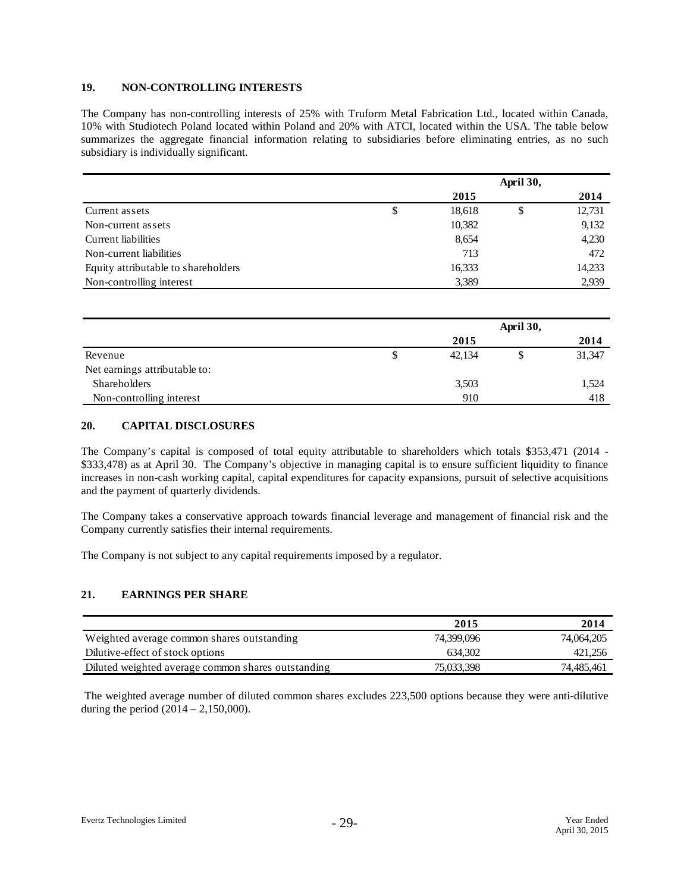## 19. NON-CONTROLLING INTERESTS

The Company has non-controlling interests of 25% with Truform Metal Fabrication Ltd., located within Canada, 10% with Studiotech Poland located within Poland and 20% with ATCI, located within the USA. The table below summarizes the aggregate financial information relating to subsidiaries before eliminating entries, as no such subsidiary is individually significant.

| | April 30, | |
|---|---|---|
| | **2015** | **2014** |
| Current assets | $ 18,618 | $ 12,731 |
| Non-current assets | 10,382 | 9,132 |
| Current liabilities | 8,654 | 4,230 |
| Non-current liabilities | 713 | 472 |
| Equity attributable to shareholders | 16,333 | 14,233 |
| Non-controlling interest | 3,389 | 2,939 |

| | April 30, | |
|---|---|---|
| | **2015** | **2014** |
| Revenue | $ 42,134 | $ 31,347 |
| Net earnings attributable to: | | |
| Shareholders | 3,503 | 1,524 |
| Non-controlling interest | 910 | 418 |

## 20. CAPITAL DISCLOSURES

The Company's capital is composed of total equity attributable to shareholders which totals $353,471 (2014 - $333,478) as at April 30. The Company's objective in managing capital is to ensure sufficient liquidity to finance increases in non-cash working capital, capital expenditures for capacity expansions, pursuit of selective acquisitions and the payment of quarterly dividends.

The Company takes a conservative approach towards financial leverage and management of financial risk and the Company currently satisfies their internal requirements.

The Company is not subject to any capital requirements imposed by a regulator.

## 21. EARNINGS PER SHARE

| | **2015** | **2014** |
|---|---|---|
| Weighted average common shares outstanding | 74,399,096 | 74,064,205 |
| Dilutive-effect of stock options | 634,302 | 421,256 |
| Diluted weighted average common shares outstanding | 75,033,398 | 74,485,461 |

The weighted average number of diluted common shares excludes 223,500 options because they were anti-dilutive during the period (2014 – 2,150,000).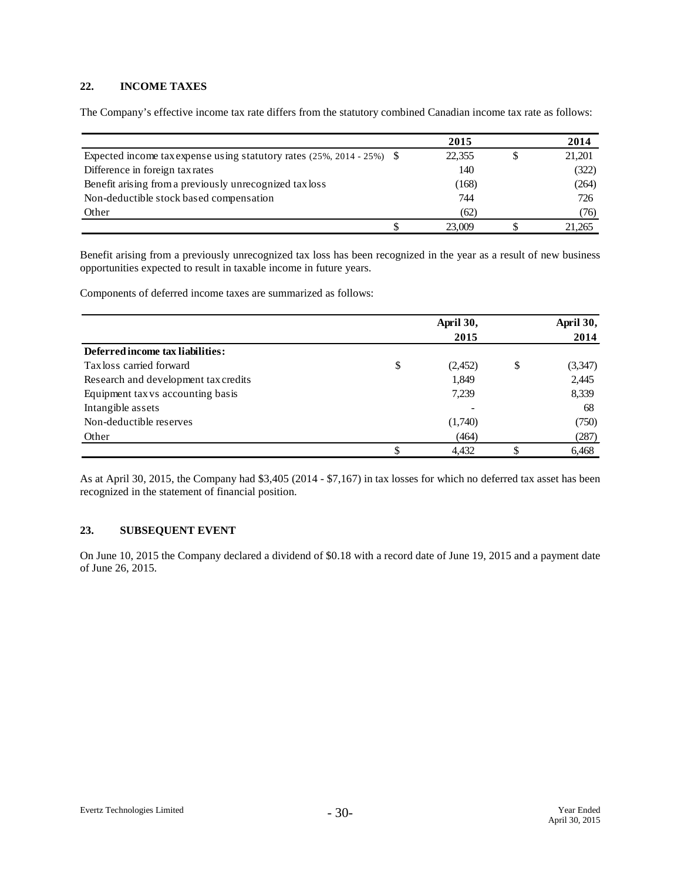## 22. INCOME TAXES

The Company's effective income tax rate differs from the statutory combined Canadian income tax rate as follows:

| | 2015 | 2014 |
|---|---|---|
| Expected income tax expense using statutory rates (25%, 2014 - 25%) | $ 22,355 | $ 21,201 |
| Difference in foreign tax rates | 140 | (322) |
| Benefit arising from a previously unrecognized tax loss | (168) | (264) |
| Non-deductible stock based compensation | 744 | 726 |
| Other | (62) | (76) |
| | $ 23,009 | $ 21,265 |

Benefit arising from a previously unrecognized tax loss has been recognized in the year as a result of new business opportunities expected to result in taxable income in future years.

Components of deferred income taxes are summarized as follows:

| | April 30, 2015 | April 30, 2014 |
|---|---|---|
| **Deferred income tax liabilities:** | | |
| Tax loss carried forward | $ (2,452) | $ (3,347) |
| Research and development tax credits | 1,849 | 2,445 |
| Equipment tax vs accounting basis | 7,239 | 8,339 |
| Intangible assets | - | 68 |
| Non-deductible reserves | (1,740) | (750) |
| Other | (464) | (287) |
| | $ 4,432 | $ 6,468 |

As at April 30, 2015, the Company had $3,405 (2014 - $7,167) in tax losses for which no deferred tax asset has been recognized in the statement of financial position.

## 23. SUBSEQUENT EVENT

On June 10, 2015 the Company declared a dividend of $0.18 with a record date of June 19, 2015 and a payment date of June 26, 2015.